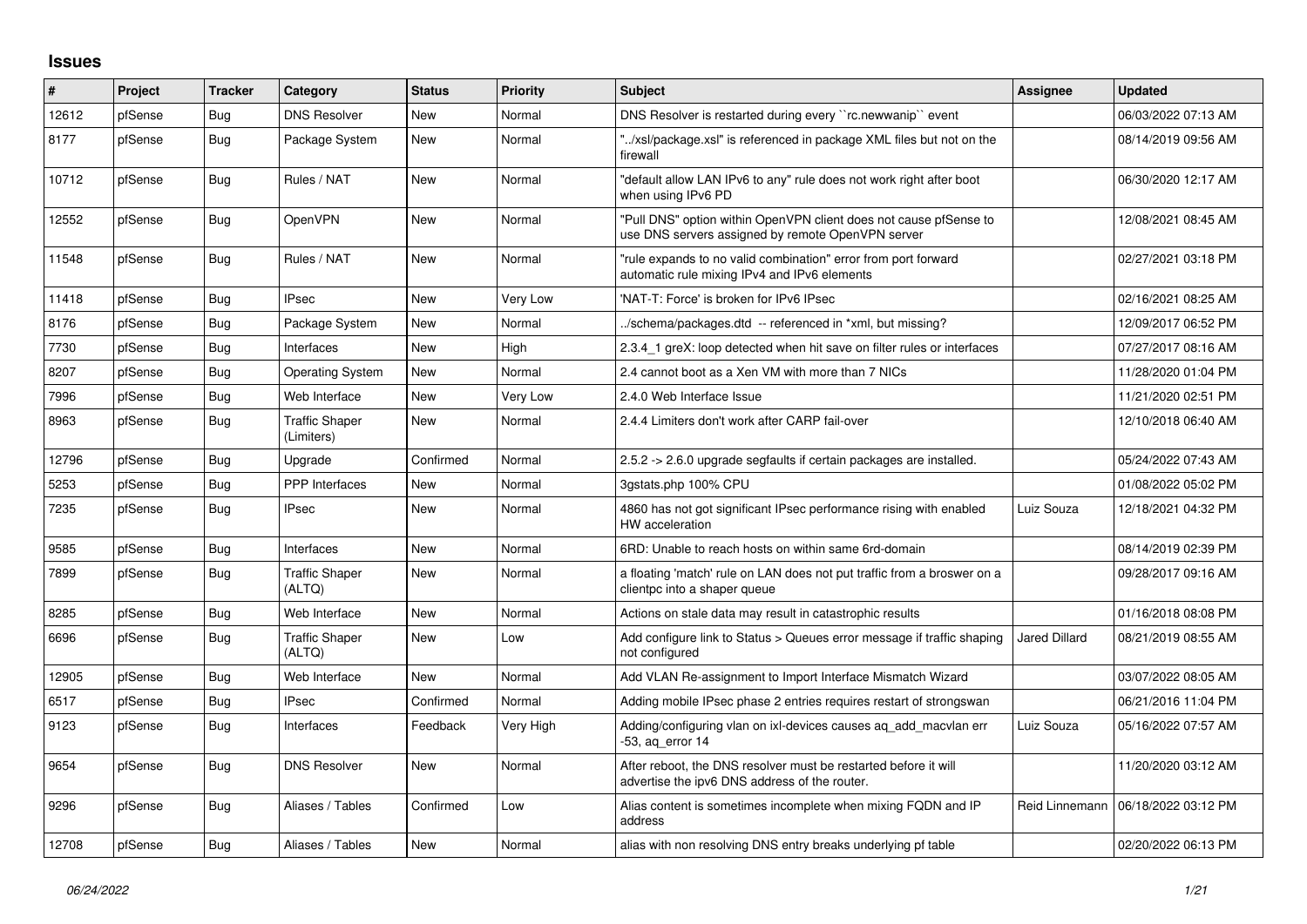## Issues

| # | Project | Tracker | Category | Status | Priority | Subject | Assignee | Updated |
|---|---|---|---|---|---|---|---|---|
| 12612 | pfSense | Bug | DNS Resolver | New | Normal | DNS Resolver is restarted during every ``rc.newwanip`` event | | 06/03/2022 07:13 AM |
| 8177 | pfSense | Bug | Package System | New | Normal | "../xsl/package.xsl" is referenced in package XML files but not on the firewall | | 08/14/2019 09:56 AM |
| 10712 | pfSense | Bug | Rules / NAT | New | Normal | "default allow LAN IPv6 to any" rule does not work right after boot when using IPv6 PD | | 06/30/2020 12:17 AM |
| 12552 | pfSense | Bug | OpenVPN | New | Normal | "Pull DNS" option within OpenVPN client does not cause pfSense to use DNS servers assigned by remote OpenVPN server | | 12/08/2021 08:45 AM |
| 11548 | pfSense | Bug | Rules / NAT | New | Normal | "rule expands to no valid combination" error from port forward automatic rule mixing IPv4 and IPv6 elements | | 02/27/2021 03:18 PM |
| 11418 | pfSense | Bug | IPsec | New | Very Low | 'NAT-T: Force' is broken for IPv6 IPsec | | 02/16/2021 08:25 AM |
| 8176 | pfSense | Bug | Package System | New | Normal | ../schema/packages.dtd -- referenced in *xml, but missing? | | 12/09/2017 06:52 PM |
| 7730 | pfSense | Bug | Interfaces | New | High | 2.3.4_1 greX: loop detected when hit save on filter rules or interfaces | | 07/27/2017 08:16 AM |
| 8207 | pfSense | Bug | Operating System | New | Normal | 2.4 cannot boot as a Xen VM with more than 7 NICs | | 11/28/2020 01:04 PM |
| 7996 | pfSense | Bug | Web Interface | New | Very Low | 2.4.0 Web Interface Issue | | 11/21/2020 02:51 PM |
| 8963 | pfSense | Bug | Traffic Shaper (Limiters) | New | Normal | 2.4.4 Limiters don't work after CARP fail-over | | 12/10/2018 06:40 AM |
| 12796 | pfSense | Bug | Upgrade | Confirmed | Normal | 2.5.2 -> 2.6.0 upgrade segfaults if certain packages are installed. | | 05/24/2022 07:43 AM |
| 5253 | pfSense | Bug | PPP Interfaces | New | Normal | 3gstats.php 100% CPU | | 01/08/2022 05:02 PM |
| 7235 | pfSense | Bug | IPsec | New | Normal | 4860 has not got significant IPsec performance rising with enabled HW acceleration | Luiz Souza | 12/18/2021 04:32 PM |
| 9585 | pfSense | Bug | Interfaces | New | Normal | 6RD: Unable to reach hosts on within same 6rd-domain | | 08/14/2019 02:39 PM |
| 7899 | pfSense | Bug | Traffic Shaper (ALTQ) | New | Normal | a floating 'match' rule on LAN does not put traffic from a broswer on a clientpc into a shaper queue | | 09/28/2017 09:16 AM |
| 8285 | pfSense | Bug | Web Interface | New | Normal | Actions on stale data may result in catastrophic results | | 01/16/2018 08:08 PM |
| 6696 | pfSense | Bug | Traffic Shaper (ALTQ) | New | Low | Add configure link to Status > Queues error message if traffic shaping not configured | Jared Dillard | 08/21/2019 08:55 AM |
| 12905 | pfSense | Bug | Web Interface | New | Normal | Add VLAN Re-assignment to Import Interface Mismatch Wizard | | 03/07/2022 08:05 AM |
| 6517 | pfSense | Bug | IPsec | Confirmed | Normal | Adding mobile IPsec phase 2 entries requires restart of strongswan | | 06/21/2016 11:04 PM |
| 9123 | pfSense | Bug | Interfaces | Feedback | Very High | Adding/configuring vlan on ixl-devices causes aq_add_macvlan err -53, aq_error 14 | Luiz Souza | 05/16/2022 07:57 AM |
| 9654 | pfSense | Bug | DNS Resolver | New | Normal | After reboot, the DNS resolver must be restarted before it will advertise the ipv6 DNS address of the router. | | 11/20/2020 03:12 AM |
| 9296 | pfSense | Bug | Aliases / Tables | Confirmed | Low | Alias content is sometimes incomplete when mixing FQDN and IP address | Reid Linnemann | 06/18/2022 03:12 PM |
| 12708 | pfSense | Bug | Aliases / Tables | New | Normal | alias with non resolving DNS entry breaks underlying pf table | | 02/20/2022 06:13 PM |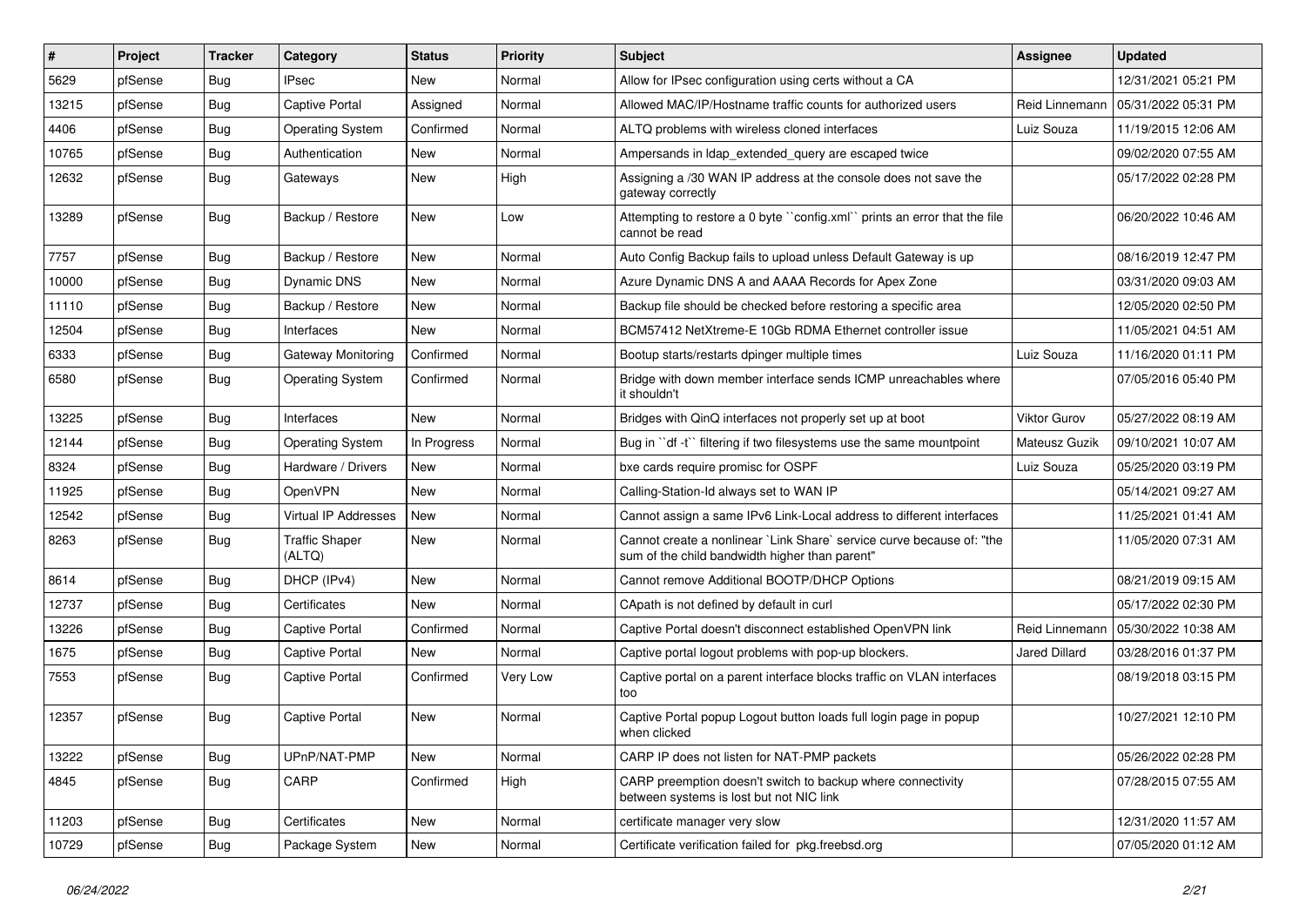| # | Project | Tracker | Category | Status | Priority | Subject | Assignee | Updated |
|---|---|---|---|---|---|---|---|---|
| 5629 | pfSense | Bug | IPsec | New | Normal | Allow for IPsec configuration using certs without a CA | | 12/31/2021 05:21 PM |
| 13215 | pfSense | Bug | Captive Portal | Assigned | Normal | Allowed MAC/IP/Hostname traffic counts for authorized users | Reid Linnemann | 05/31/2022 05:31 PM |
| 4406 | pfSense | Bug | Operating System | Confirmed | Normal | ALTQ problems with wireless cloned interfaces | Luiz Souza | 11/19/2015 12:06 AM |
| 10765 | pfSense | Bug | Authentication | New | Normal | Ampersands in ldap_extended_query are escaped twice | | 09/02/2020 07:55 AM |
| 12632 | pfSense | Bug | Gateways | New | High | Assigning a /30 WAN IP address at the console does not save the gateway correctly | | 05/17/2022 02:28 PM |
| 13289 | pfSense | Bug | Backup / Restore | New | Low | Attempting to restore a 0 byte ``config.xml`` prints an error that the file cannot be read | | 06/20/2022 10:46 AM |
| 7757 | pfSense | Bug | Backup / Restore | New | Normal | Auto Config Backup fails to upload unless Default Gateway is up | | 08/16/2019 12:47 PM |
| 10000 | pfSense | Bug | Dynamic DNS | New | Normal | Azure Dynamic DNS A and AAAA Records for Apex Zone | | 03/31/2020 09:03 AM |
| 11110 | pfSense | Bug | Backup / Restore | New | Normal | Backup file should be checked before restoring a specific area | | 12/05/2020 02:50 PM |
| 12504 | pfSense | Bug | Interfaces | New | Normal | BCM57412 NetXtreme-E 10Gb RDMA Ethernet controller issue | | 11/05/2021 04:51 AM |
| 6333 | pfSense | Bug | Gateway Monitoring | Confirmed | Normal | Bootup starts/restarts dpinger multiple times | Luiz Souza | 11/16/2020 01:11 PM |
| 6580 | pfSense | Bug | Operating System | Confirmed | Normal | Bridge with down member interface sends ICMP unreachables where it shouldn't | | 07/05/2016 05:40 PM |
| 13225 | pfSense | Bug | Interfaces | New | Normal | Bridges with QinQ interfaces not properly set up at boot | Viktor Gurov | 05/27/2022 08:19 AM |
| 12144 | pfSense | Bug | Operating System | In Progress | Normal | Bug in ``df -t`` filtering if two filesystems use the same mountpoint | Mateusz Guzik | 09/10/2021 10:07 AM |
| 8324 | pfSense | Bug | Hardware / Drivers | New | Normal | bxe cards require promisc for OSPF | Luiz Souza | 05/25/2020 03:19 PM |
| 11925 | pfSense | Bug | OpenVPN | New | Normal | Calling-Station-Id always set to WAN IP | | 05/14/2021 09:27 AM |
| 12542 | pfSense | Bug | Virtual IP Addresses | New | Normal | Cannot assign a same IPv6 Link-Local address to different interfaces | | 11/25/2021 01:41 AM |
| 8263 | pfSense | Bug | Traffic Shaper (ALTQ) | New | Normal | Cannot create a nonlinear `Link Share` service curve because of: "the sum of the child bandwidth higher than parent" | | 11/05/2020 07:31 AM |
| 8614 | pfSense | Bug | DHCP (IPv4) | New | Normal | Cannot remove Additional BOOTP/DHCP Options | | 08/21/2019 09:15 AM |
| 12737 | pfSense | Bug | Certificates | New | Normal | CApath is not defined by default in curl | | 05/17/2022 02:30 PM |
| 13226 | pfSense | Bug | Captive Portal | Confirmed | Normal | Captive Portal doesn't disconnect established OpenVPN link | Reid Linnemann | 05/30/2022 10:38 AM |
| 1675 | pfSense | Bug | Captive Portal | New | Normal | Captive portal logout problems with pop-up blockers. | Jared Dillard | 03/28/2016 01:37 PM |
| 7553 | pfSense | Bug | Captive Portal | Confirmed | Very Low | Captive portal on a parent interface blocks traffic on VLAN interfaces too | | 08/19/2018 03:15 PM |
| 12357 | pfSense | Bug | Captive Portal | New | Normal | Captive Portal popup Logout button loads full login page in popup when clicked | | 10/27/2021 12:10 PM |
| 13222 | pfSense | Bug | UPnP/NAT-PMP | New | Normal | CARP IP does not listen for NAT-PMP packets | | 05/26/2022 02:28 PM |
| 4845 | pfSense | Bug | CARP | Confirmed | High | CARP preemption doesn't switch to backup where connectivity between systems is lost but not NIC link | | 07/28/2015 07:55 AM |
| 11203 | pfSense | Bug | Certificates | New | Normal | certificate manager very slow | | 12/31/2020 11:57 AM |
| 10729 | pfSense | Bug | Package System | New | Normal | Certificate verification failed for pkg.freebsd.org | | 07/05/2020 01:12 AM |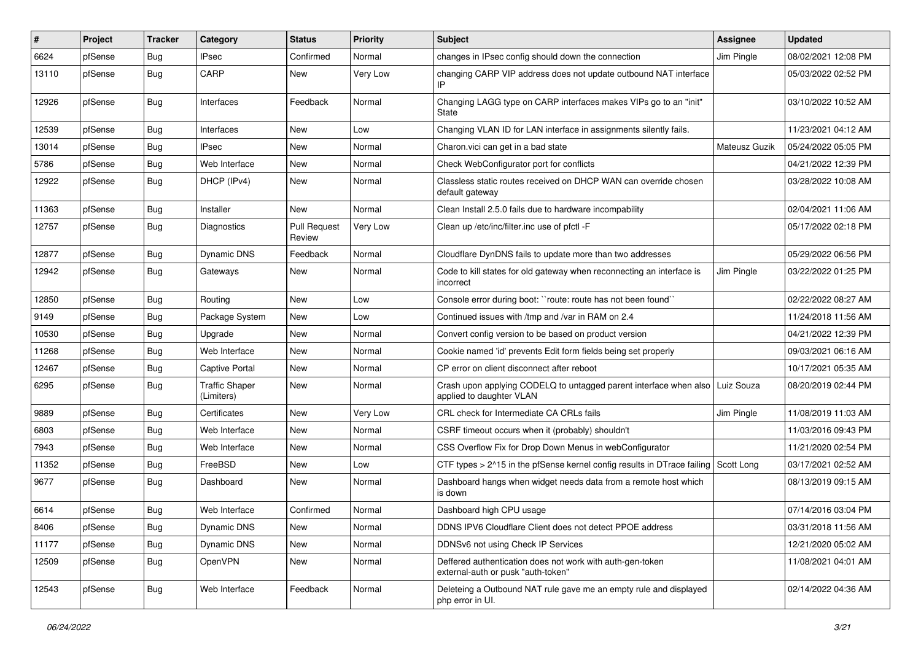| # | Project | Tracker | Category | Status | Priority | Subject | Assignee | Updated |
|---|---|---|---|---|---|---|---|---|
| 6624 | pfSense | Bug | IPsec | Confirmed | Normal | changes in IPsec config should down the connection | Jim Pingle | 08/02/2021 12:08 PM |
| 13110 | pfSense | Bug | CARP | New | Very Low | changing CARP VIP address does not update outbound NAT interface IP | | 05/03/2022 02:52 PM |
| 12926 | pfSense | Bug | Interfaces | Feedback | Normal | Changing LAGG type on CARP interfaces makes VIPs go to an "init" State | | 03/10/2022 10:52 AM |
| 12539 | pfSense | Bug | Interfaces | New | Low | Changing VLAN ID for LAN interface in assignments silently fails. | | 11/23/2021 04:12 AM |
| 13014 | pfSense | Bug | IPsec | New | Normal | Charon.vici can get in a bad state | Mateusz Guzik | 05/24/2022 05:05 PM |
| 5786 | pfSense | Bug | Web Interface | New | Normal | Check WebConfigurator port for conflicts | | 04/21/2022 12:39 PM |
| 12922 | pfSense | Bug | DHCP (IPv4) | New | Normal | Classless static routes received on DHCP WAN can override chosen default gateway | | 03/28/2022 10:08 AM |
| 11363 | pfSense | Bug | Installer | New | Normal | Clean Install 2.5.0 fails due to hardware incompability | | 02/04/2021 11:06 AM |
| 12757 | pfSense | Bug | Diagnostics | Pull Request Review | Very Low | Clean up /etc/inc/filter.inc use of pfctl -F | | 05/17/2022 02:18 PM |
| 12877 | pfSense | Bug | Dynamic DNS | Feedback | Normal | Cloudflare DynDNS fails to update more than two addresses | | 05/29/2022 06:56 PM |
| 12942 | pfSense | Bug | Gateways | New | Normal | Code to kill states for old gateway when reconnecting an interface is incorrect | Jim Pingle | 03/22/2022 01:25 PM |
| 12850 | pfSense | Bug | Routing | New | Low | Console error during boot: ``route: route has not been found`` | | 02/22/2022 08:27 AM |
| 9149 | pfSense | Bug | Package System | New | Low | Continued issues with /tmp and /var in RAM on 2.4 | | 11/24/2018 11:56 AM |
| 10530 | pfSense | Bug | Upgrade | New | Normal | Convert config version to be based on product version | | 04/21/2022 12:39 PM |
| 11268 | pfSense | Bug | Web Interface | New | Normal | Cookie named 'id' prevents Edit form fields being set properly | | 09/03/2021 06:16 AM |
| 12467 | pfSense | Bug | Captive Portal | New | Normal | CP error on client disconnect after reboot | | 10/17/2021 05:35 AM |
| 6295 | pfSense | Bug | Traffic Shaper (Limiters) | New | Normal | Crash upon applying CODELQ to untagged parent interface when also applied to daughter VLAN | Luiz Souza | 08/20/2019 02:44 PM |
| 9889 | pfSense | Bug | Certificates | New | Very Low | CRL check for Intermediate CA CRLs fails | Jim Pingle | 11/08/2019 11:03 AM |
| 6803 | pfSense | Bug | Web Interface | New | Normal | CSRF timeout occurs when it (probably) shouldn't | | 11/03/2016 09:43 PM |
| 7943 | pfSense | Bug | Web Interface | New | Normal | CSS Overflow Fix for Drop Down Menus in webConfigurator | | 11/21/2020 02:54 PM |
| 11352 | pfSense | Bug | FreeBSD | New | Low | CTF types > 2^15 in the pfSense kernel config results in DTrace failing | Scott Long | 03/17/2021 02:52 AM |
| 9677 | pfSense | Bug | Dashboard | New | Normal | Dashboard hangs when widget needs data from a remote host which is down | | 08/13/2019 09:15 AM |
| 6614 | pfSense | Bug | Web Interface | Confirmed | Normal | Dashboard high CPU usage | | 07/14/2016 03:04 PM |
| 8406 | pfSense | Bug | Dynamic DNS | New | Normal | DDNS IPV6 Cloudflare Client does not detect PPOE address | | 03/31/2018 11:56 AM |
| 11177 | pfSense | Bug | Dynamic DNS | New | Normal | DDNSv6 not using Check IP Services | | 12/21/2020 05:02 AM |
| 12509 | pfSense | Bug | OpenVPN | New | Normal | Deffered authentication does not work with auth-gen-token external-auth or pusk "auth-token" | | 11/08/2021 04:01 AM |
| 12543 | pfSense | Bug | Web Interface | Feedback | Normal | Deleteing a Outbound NAT rule gave me an empty rule and displayed php error in UI. | | 02/14/2022 04:36 AM |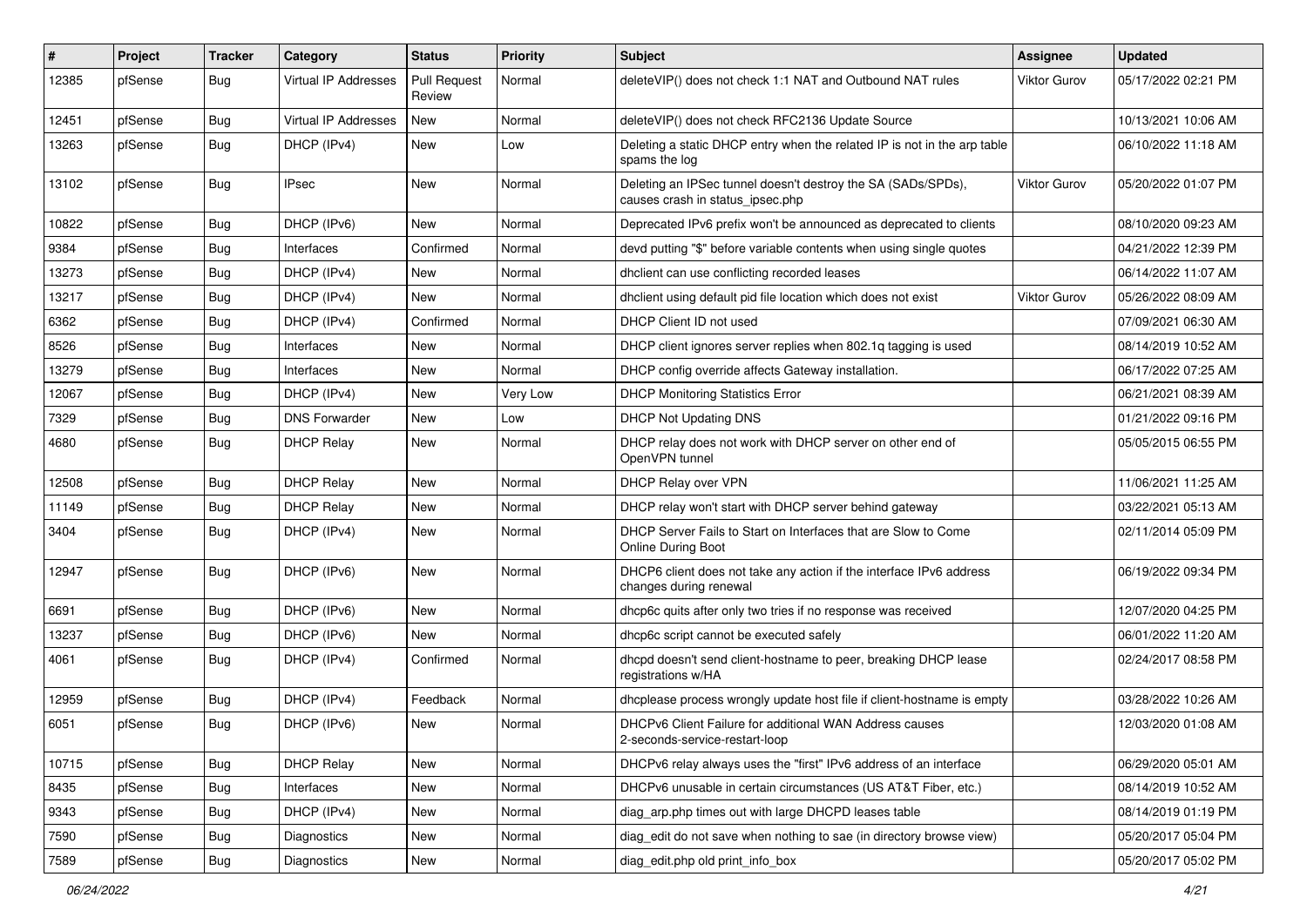| # | Project | Tracker | Category | Status | Priority | Subject | Assignee | Updated |
|---|---|---|---|---|---|---|---|---|
| 12385 | pfSense | Bug | Virtual IP Addresses | Pull Request Review | Normal | deleteVIP() does not check 1:1 NAT and Outbound NAT rules | Viktor Gurov | 05/17/2022 02:21 PM |
| 12451 | pfSense | Bug | Virtual IP Addresses | New | Normal | deleteVIP() does not check RFC2136 Update Source | | 10/13/2021 10:06 AM |
| 13263 | pfSense | Bug | DHCP (IPv4) | New | Low | Deleting a static DHCP entry when the related IP is not in the arp table spams the log | | 06/10/2022 11:18 AM |
| 13102 | pfSense | Bug | IPsec | New | Normal | Deleting an IPSec tunnel doesn't destroy the SA (SADs/SPDs), causes crash in status_ipsec.php | Viktor Gurov | 05/20/2022 01:07 PM |
| 10822 | pfSense | Bug | DHCP (IPv6) | New | Normal | Deprecated IPv6 prefix won't be announced as deprecated to clients | | 08/10/2020 09:23 AM |
| 9384 | pfSense | Bug | Interfaces | Confirmed | Normal | devd putting "$" before variable contents when using single quotes | | 04/21/2022 12:39 PM |
| 13273 | pfSense | Bug | DHCP (IPv4) | New | Normal | dhclient can use conflicting recorded leases | | 06/14/2022 11:07 AM |
| 13217 | pfSense | Bug | DHCP (IPv4) | New | Normal | dhclient using default pid file location which does not exist | Viktor Gurov | 05/26/2022 08:09 AM |
| 6362 | pfSense | Bug | DHCP (IPv4) | Confirmed | Normal | DHCP Client ID not used | | 07/09/2021 06:30 AM |
| 8526 | pfSense | Bug | Interfaces | New | Normal | DHCP client ignores server replies when 802.1q tagging is used | | 08/14/2019 10:52 AM |
| 13279 | pfSense | Bug | Interfaces | New | Normal | DHCP config override affects Gateway installation. | | 06/17/2022 07:25 AM |
| 12067 | pfSense | Bug | DHCP (IPv4) | New | Very Low | DHCP Monitoring Statistics Error | | 06/21/2021 08:39 AM |
| 7329 | pfSense | Bug | DNS Forwarder | New | Low | DHCP Not Updating DNS | | 01/21/2022 09:16 PM |
| 4680 | pfSense | Bug | DHCP Relay | New | Normal | DHCP relay does not work with DHCP server on other end of OpenVPN tunnel | | 05/05/2015 06:55 PM |
| 12508 | pfSense | Bug | DHCP Relay | New | Normal | DHCP Relay over VPN | | 11/06/2021 11:25 AM |
| 11149 | pfSense | Bug | DHCP Relay | New | Normal | DHCP relay won't start with DHCP server behind gateway | | 03/22/2021 05:13 AM |
| 3404 | pfSense | Bug | DHCP (IPv4) | New | Normal | DHCP Server Fails to Start on Interfaces that are Slow to Come Online During Boot | | 02/11/2014 05:09 PM |
| 12947 | pfSense | Bug | DHCP (IPv6) | New | Normal | DHCP6 client does not take any action if the interface IPv6 address changes during renewal | | 06/19/2022 09:34 PM |
| 6691 | pfSense | Bug | DHCP (IPv6) | New | Normal | dhcp6c quits after only two tries if no response was received | | 12/07/2020 04:25 PM |
| 13237 | pfSense | Bug | DHCP (IPv6) | New | Normal | dhcp6c script cannot be executed safely | | 06/01/2022 11:20 AM |
| 4061 | pfSense | Bug | DHCP (IPv4) | Confirmed | Normal | dhcpd doesn't send client-hostname to peer, breaking DHCP lease registrations w/HA | | 02/24/2017 08:58 PM |
| 12959 | pfSense | Bug | DHCP (IPv4) | Feedback | Normal | dhcplease process wrongly update host file if client-hostname is empty | | 03/28/2022 10:26 AM |
| 6051 | pfSense | Bug | DHCP (IPv6) | New | Normal | DHCPv6 Client Failure for additional WAN Address causes 2-seconds-service-restart-loop | | 12/03/2020 01:08 AM |
| 10715 | pfSense | Bug | DHCP Relay | New | Normal | DHCPv6 relay always uses the "first" IPv6 address of an interface | | 06/29/2020 05:01 AM |
| 8435 | pfSense | Bug | Interfaces | New | Normal | DHCPv6 unusable in certain circumstances (US AT&T Fiber, etc.) | | 08/14/2019 10:52 AM |
| 9343 | pfSense | Bug | DHCP (IPv4) | New | Normal | diag_arp.php times out with large DHCPD leases table | | 08/14/2019 01:19 PM |
| 7590 | pfSense | Bug | Diagnostics | New | Normal | diag_edit do not save when nothing to sae (in directory browse view) | | 05/20/2017 05:04 PM |
| 7589 | pfSense | Bug | Diagnostics | New | Normal | diag_edit.php old print_info_box | | 05/20/2017 05:02 PM |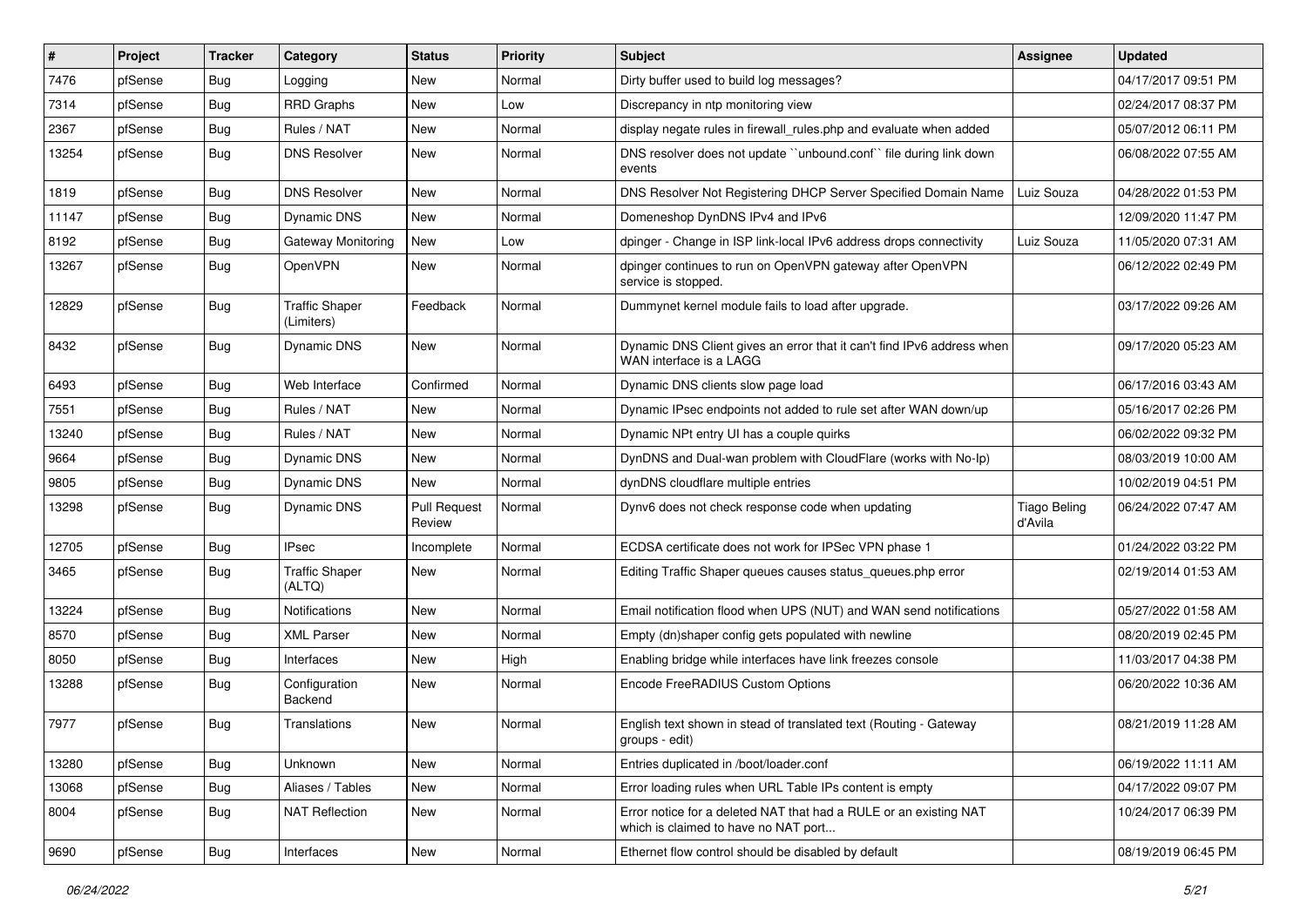| # | Project | Tracker | Category | Status | Priority | Subject | Assignee | Updated |
|---|---|---|---|---|---|---|---|---|
| 7476 | pfSense | Bug | Logging | New | Normal | Dirty buffer used to build log messages? | | 04/17/2017 09:51 PM |
| 7314 | pfSense | Bug | RRD Graphs | New | Low | Discrepancy in ntp monitoring view | | 02/24/2017 08:37 PM |
| 2367 | pfSense | Bug | Rules / NAT | New | Normal | display negate rules in firewall_rules.php and evaluate when added | | 05/07/2012 06:11 PM |
| 13254 | pfSense | Bug | DNS Resolver | New | Normal | DNS resolver does not update ``unbound.conf`` file during link down events | | 06/08/2022 07:55 AM |
| 1819 | pfSense | Bug | DNS Resolver | New | Normal | DNS Resolver Not Registering DHCP Server Specified Domain Name | Luiz Souza | 04/28/2022 01:53 PM |
| 11147 | pfSense | Bug | Dynamic DNS | New | Normal | Domeneshop DynDNS IPv4 and IPv6 | | 12/09/2020 11:47 PM |
| 8192 | pfSense | Bug | Gateway Monitoring | New | Low | dpinger - Change in ISP link-local IPv6 address drops connectivity | Luiz Souza | 11/05/2020 07:31 AM |
| 13267 | pfSense | Bug | OpenVPN | New | Normal | dpinger continues to run on OpenVPN gateway after OpenVPN service is stopped. | | 06/12/2022 02:49 PM |
| 12829 | pfSense | Bug | Traffic Shaper (Limiters) | Feedback | Normal | Dummynet kernel module fails to load after upgrade. | | 03/17/2022 09:26 AM |
| 8432 | pfSense | Bug | Dynamic DNS | New | Normal | Dynamic DNS Client gives an error that it can't find IPv6 address when WAN interface is a LAGG | | 09/17/2020 05:23 AM |
| 6493 | pfSense | Bug | Web Interface | Confirmed | Normal | Dynamic DNS clients slow page load | | 06/17/2016 03:43 AM |
| 7551 | pfSense | Bug | Rules / NAT | New | Normal | Dynamic IPsec endpoints not added to rule set after WAN down/up | | 05/16/2017 02:26 PM |
| 13240 | pfSense | Bug | Rules / NAT | New | Normal | Dynamic NPt entry UI has a couple quirks | | 06/02/2022 09:32 PM |
| 9664 | pfSense | Bug | Dynamic DNS | New | Normal | DynDNS and Dual-wan problem with CloudFlare (works with No-Ip) | | 08/03/2019 10:00 AM |
| 9805 | pfSense | Bug | Dynamic DNS | New | Normal | dynDNS cloudflare multiple entries | | 10/02/2019 04:51 PM |
| 13298 | pfSense | Bug | Dynamic DNS | Pull Request Review | Normal | Dynv6 does not check response code when updating | Tiago Beling d'Avila | 06/24/2022 07:47 AM |
| 12705 | pfSense | Bug | IPsec | Incomplete | Normal | ECDSA certificate does not work for IPSec VPN phase 1 | | 01/24/2022 03:22 PM |
| 3465 | pfSense | Bug | Traffic Shaper (ALTQ) | New | Normal | Editing Traffic Shaper queues causes status_queues.php error | | 02/19/2014 01:53 AM |
| 13224 | pfSense | Bug | Notifications | New | Normal | Email notification flood when UPS (NUT) and WAN send notifications | | 05/27/2022 01:58 AM |
| 8570 | pfSense | Bug | XML Parser | New | Normal | Empty (dn)shaper config gets populated with newline | | 08/20/2019 02:45 PM |
| 8050 | pfSense | Bug | Interfaces | New | High | Enabling bridge while interfaces have link freezes console | | 11/03/2017 04:38 PM |
| 13288 | pfSense | Bug | Configuration Backend | New | Normal | Encode FreeRADIUS Custom Options | | 06/20/2022 10:36 AM |
| 7977 | pfSense | Bug | Translations | New | Normal | English text shown in stead of translated text (Routing - Gateway groups - edit) | | 08/21/2019 11:28 AM |
| 13280 | pfSense | Bug | Unknown | New | Normal | Entries duplicated in /boot/loader.conf | | 06/19/2022 11:11 AM |
| 13068 | pfSense | Bug | Aliases / Tables | New | Normal | Error loading rules when URL Table IPs content is empty | | 04/17/2022 09:07 PM |
| 8004 | pfSense | Bug | NAT Reflection | New | Normal | Error notice for a deleted NAT that had a RULE or an existing NAT which is claimed to have no NAT port... | | 10/24/2017 06:39 PM |
| 9690 | pfSense | Bug | Interfaces | New | Normal | Ethernet flow control should be disabled by default | | 08/19/2019 06:45 PM |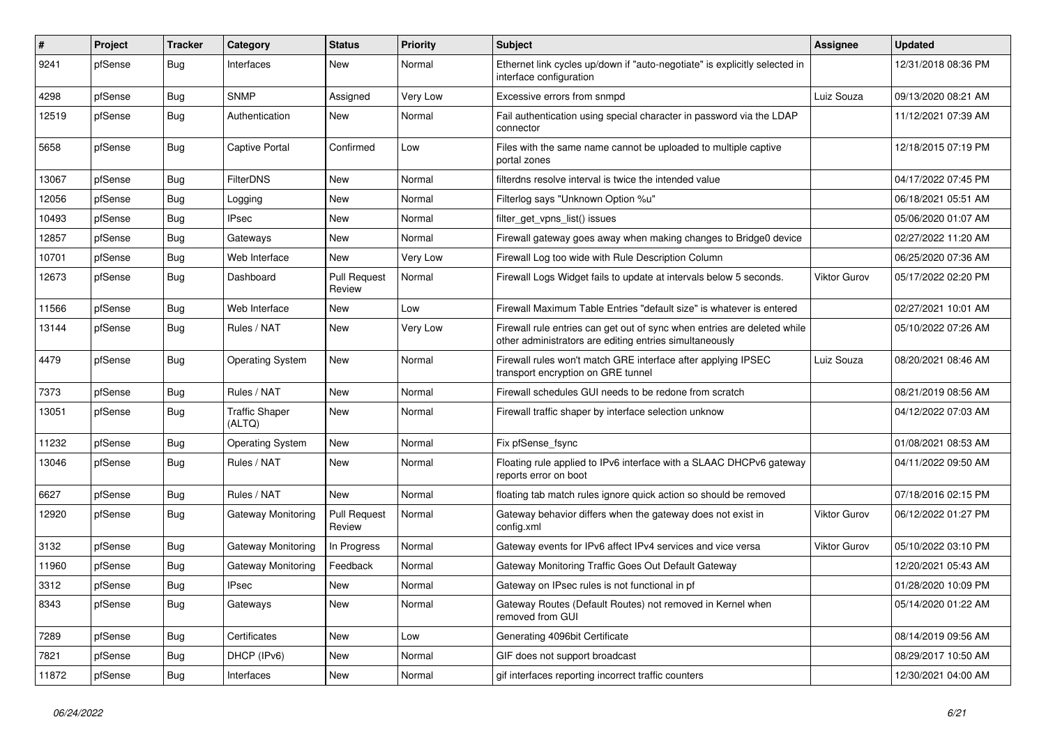| # | Project | Tracker | Category | Status | Priority | Subject | Assignee | Updated |
|---|---|---|---|---|---|---|---|---|
| 9241 | pfSense | Bug | Interfaces | New | Normal | Ethernet link cycles up/down if "auto-negotiate" is explicitly selected in interface configuration | | 12/31/2018 08:36 PM |
| 4298 | pfSense | Bug | SNMP | Assigned | Very Low | Excessive errors from snmpd | Luiz Souza | 09/13/2020 08:21 AM |
| 12519 | pfSense | Bug | Authentication | New | Normal | Fail authentication using special character in password via the LDAP connector | | 11/12/2021 07:39 AM |
| 5658 | pfSense | Bug | Captive Portal | Confirmed | Low | Files with the same name cannot be uploaded to multiple captive portal zones | | 12/18/2015 07:19 PM |
| 13067 | pfSense | Bug | FilterDNS | New | Normal | filterdns resolve interval is twice the intended value | | 04/17/2022 07:45 PM |
| 12056 | pfSense | Bug | Logging | New | Normal | Filterlog says "Unknown Option %u" | | 06/18/2021 05:51 AM |
| 10493 | pfSense | Bug | IPsec | New | Normal | filter_get_vpns_list() issues | | 05/06/2020 01:07 AM |
| 12857 | pfSense | Bug | Gateways | New | Normal | Firewall gateway goes away when making changes to Bridge0 device | | 02/27/2022 11:20 AM |
| 10701 | pfSense | Bug | Web Interface | New | Very Low | Firewall Log too wide with Rule Description Column | | 06/25/2020 07:36 AM |
| 12673 | pfSense | Bug | Dashboard | Pull Request Review | Normal | Firewall Logs Widget fails to update at intervals below 5 seconds. | Viktor Gurov | 05/17/2022 02:20 PM |
| 11566 | pfSense | Bug | Web Interface | New | Low | Firewall Maximum Table Entries "default size" is whatever is entered | | 02/27/2021 10:01 AM |
| 13144 | pfSense | Bug | Rules / NAT | New | Very Low | Firewall rule entries can get out of sync when entries are deleted while other administrators are editing entries simultaneously | | 05/10/2022 07:26 AM |
| 4479 | pfSense | Bug | Operating System | New | Normal | Firewall rules won't match GRE interface after applying IPSEC transport encryption on GRE tunnel | Luiz Souza | 08/20/2021 08:46 AM |
| 7373 | pfSense | Bug | Rules / NAT | New | Normal | Firewall schedules GUI needs to be redone from scratch | | 08/21/2019 08:56 AM |
| 13051 | pfSense | Bug | Traffic Shaper (ALTQ) | New | Normal | Firewall traffic shaper by interface selection unknow | | 04/12/2022 07:03 AM |
| 11232 | pfSense | Bug | Operating System | New | Normal | Fix pfSense_fsync | | 01/08/2021 08:53 AM |
| 13046 | pfSense | Bug | Rules / NAT | New | Normal | Floating rule applied to IPv6 interface with a SLAAC DHCPv6 gateway reports error on boot | | 04/11/2022 09:50 AM |
| 6627 | pfSense | Bug | Rules / NAT | New | Normal | floating tab match rules ignore quick action so should be removed | | 07/18/2016 02:15 PM |
| 12920 | pfSense | Bug | Gateway Monitoring | Pull Request Review | Normal | Gateway behavior differs when the gateway does not exist in config.xml | Viktor Gurov | 06/12/2022 01:27 PM |
| 3132 | pfSense | Bug | Gateway Monitoring | In Progress | Normal | Gateway events for IPv6 affect IPv4 services and vice versa | Viktor Gurov | 05/10/2022 03:10 PM |
| 11960 | pfSense | Bug | Gateway Monitoring | Feedback | Normal | Gateway Monitoring Traffic Goes Out Default Gateway | | 12/20/2021 05:43 AM |
| 3312 | pfSense | Bug | IPsec | New | Normal | Gateway on IPsec rules is not functional in pf | | 01/28/2020 10:09 PM |
| 8343 | pfSense | Bug | Gateways | New | Normal | Gateway Routes (Default Routes) not removed in Kernel when removed from GUI | | 05/14/2020 01:22 AM |
| 7289 | pfSense | Bug | Certificates | New | Low | Generating 4096bit Certificate | | 08/14/2019 09:56 AM |
| 7821 | pfSense | Bug | DHCP (IPv6) | New | Normal | GIF does not support broadcast | | 08/29/2017 10:50 AM |
| 11872 | pfSense | Bug | Interfaces | New | Normal | gif interfaces reporting incorrect traffic counters | | 12/30/2021 04:00 AM |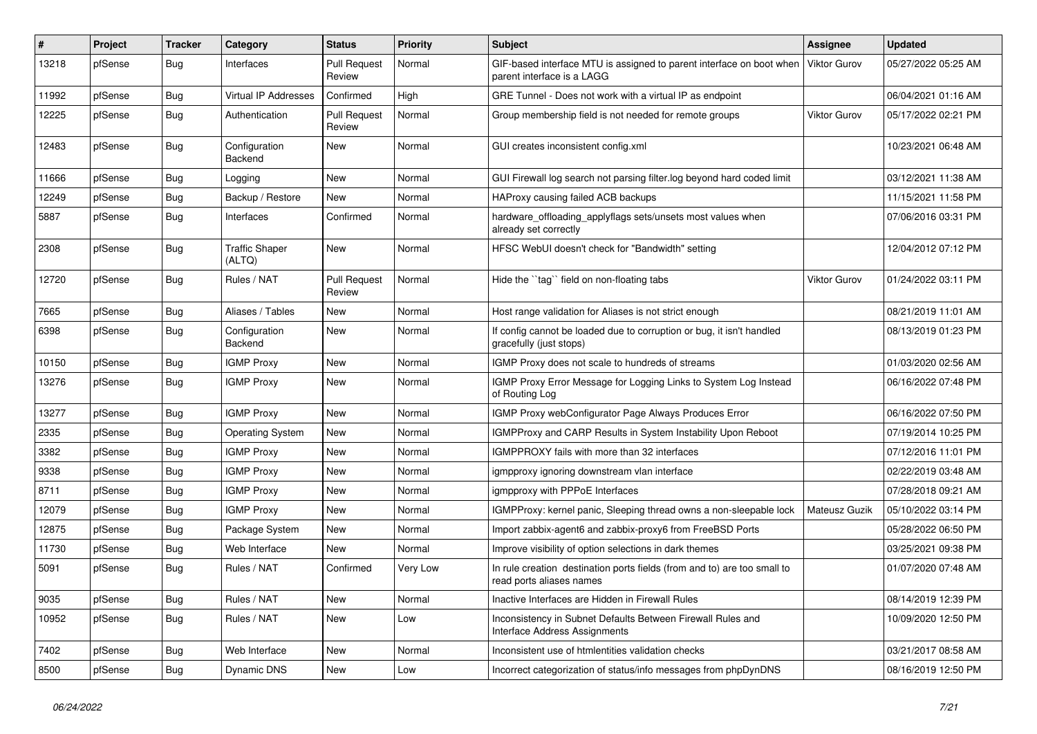| # | Project | Tracker | Category | Status | Priority | Subject | Assignee | Updated |
|---|---|---|---|---|---|---|---|---|
| 13218 | pfSense | Bug | Interfaces | Pull Request Review | Normal | GIF-based interface MTU is assigned to parent interface on boot when parent interface is a LAGG | Viktor Gurov | 05/27/2022 05:25 AM |
| 11992 | pfSense | Bug | Virtual IP Addresses | Confirmed | High | GRE Tunnel - Does not work with a virtual IP as endpoint | | 06/04/2021 01:16 AM |
| 12225 | pfSense | Bug | Authentication | Pull Request Review | Normal | Group membership field is not needed for remote groups | Viktor Gurov | 05/17/2022 02:21 PM |
| 12483 | pfSense | Bug | Configuration Backend | New | Normal | GUI creates inconsistent config.xml | | 10/23/2021 06:48 AM |
| 11666 | pfSense | Bug | Logging | New | Normal | GUI Firewall log search not parsing filter.log beyond hard coded limit | | 03/12/2021 11:38 AM |
| 12249 | pfSense | Bug | Backup / Restore | New | Normal | HAProxy causing failed ACB backups | | 11/15/2021 11:58 PM |
| 5887 | pfSense | Bug | Interfaces | Confirmed | Normal | hardware_offloading_applyflags sets/unsets most values when already set correctly | | 07/06/2016 03:31 PM |
| 2308 | pfSense | Bug | Traffic Shaper (ALTQ) | New | Normal | HFSC WebUI doesn't check for "Bandwidth" setting | | 12/04/2012 07:12 PM |
| 12720 | pfSense | Bug | Rules / NAT | Pull Request Review | Normal | Hide the ``tag`` field on non-floating tabs | Viktor Gurov | 01/24/2022 03:11 PM |
| 7665 | pfSense | Bug | Aliases / Tables | New | Normal | Host range validation for Aliases is not strict enough | | 08/21/2019 11:01 AM |
| 6398 | pfSense | Bug | Configuration Backend | New | Normal | If config cannot be loaded due to corruption or bug, it isn't handled gracefully (just stops) | | 08/13/2019 01:23 PM |
| 10150 | pfSense | Bug | IGMP Proxy | New | Normal | IGMP Proxy does not scale to hundreds of streams | | 01/03/2020 02:56 AM |
| 13276 | pfSense | Bug | IGMP Proxy | New | Normal | IGMP Proxy Error Message for Logging Links to System Log Instead of Routing Log | | 06/16/2022 07:48 PM |
| 13277 | pfSense | Bug | IGMP Proxy | New | Normal | IGMP Proxy webConfigurator Page Always Produces Error | | 06/16/2022 07:50 PM |
| 2335 | pfSense | Bug | Operating System | New | Normal | IGMPProxy and CARP Results in System Instability Upon Reboot | | 07/19/2014 10:25 PM |
| 3382 | pfSense | Bug | IGMP Proxy | New | Normal | IGMPPROXY fails with more than 32 interfaces | | 07/12/2016 11:01 PM |
| 9338 | pfSense | Bug | IGMP Proxy | New | Normal | igmpproxy ignoring downstream vlan interface | | 02/22/2019 03:48 AM |
| 8711 | pfSense | Bug | IGMP Proxy | New | Normal | igmpproxy with PPPoE Interfaces | | 07/28/2018 09:21 AM |
| 12079 | pfSense | Bug | IGMP Proxy | New | Normal | IGMPProxy: kernel panic, Sleeping thread owns a non-sleepable lock | Mateusz Guzik | 05/10/2022 03:14 PM |
| 12875 | pfSense | Bug | Package System | New | Normal | Import zabbix-agent6 and zabbix-proxy6 from FreeBSD Ports | | 05/28/2022 06:50 PM |
| 11730 | pfSense | Bug | Web Interface | New | Normal | Improve visibility of option selections in dark themes | | 03/25/2021 09:38 PM |
| 5091 | pfSense | Bug | Rules / NAT | Confirmed | Very Low | In rule creation destination ports fields (from and to) are too small to read ports aliases names | | 01/07/2020 07:48 AM |
| 9035 | pfSense | Bug | Rules / NAT | New | Normal | Inactive Interfaces are Hidden in Firewall Rules | | 08/14/2019 12:39 PM |
| 10952 | pfSense | Bug | Rules / NAT | New | Low | Inconsistency in Subnet Defaults Between Firewall Rules and Interface Address Assignments | | 10/09/2020 12:50 PM |
| 7402 | pfSense | Bug | Web Interface | New | Normal | Inconsistent use of htmlentities validation checks | | 03/21/2017 08:58 AM |
| 8500 | pfSense | Bug | Dynamic DNS | New | Low | Incorrect categorization of status/info messages from phpDynDNS | | 08/16/2019 12:50 PM |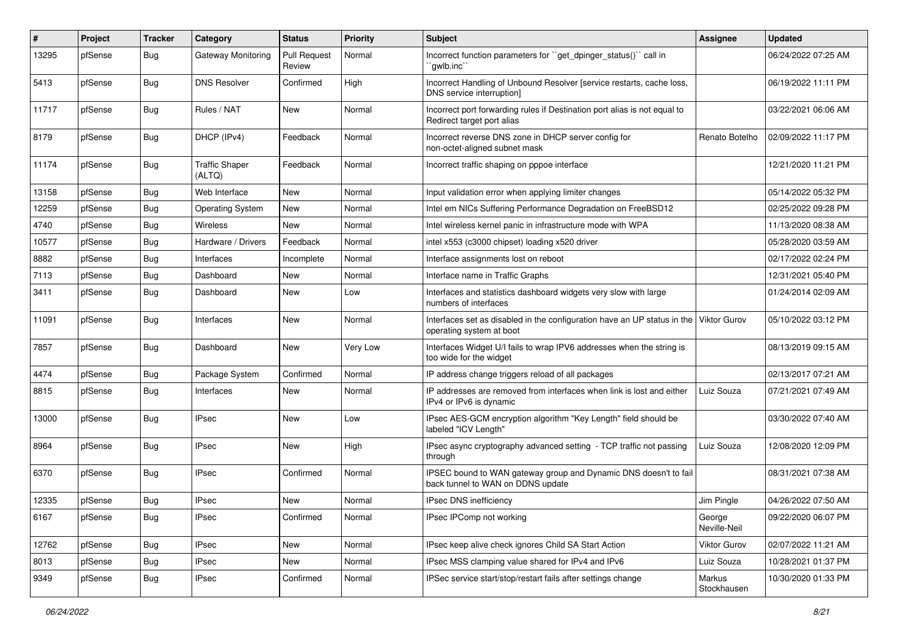| # | Project | Tracker | Category | Status | Priority | Subject | Assignee | Updated |
|---|---|---|---|---|---|---|---|---|
| 13295 | pfSense | Bug | Gateway Monitoring | Pull Request Review | Normal | Incorrect function parameters for ``get_dpinger_status()`` call in ``gwlb.inc`` | | 06/24/2022 07:25 AM |
| 5413 | pfSense | Bug | DNS Resolver | Confirmed | High | Incorrect Handling of Unbound Resolver [service restarts, cache loss, DNS service interruption] | | 06/19/2022 11:11 PM |
| 11717 | pfSense | Bug | Rules / NAT | New | Normal | Incorrect port forwarding rules if Destination port alias is not equal to Redirect target port alias | | 03/22/2021 06:06 AM |
| 8179 | pfSense | Bug | DHCP (IPv4) | Feedback | Normal | Incorrect reverse DNS zone in DHCP server config for non-octet-aligned subnet mask | Renato Botelho | 02/09/2022 11:17 PM |
| 11174 | pfSense | Bug | Traffic Shaper (ALTQ) | Feedback | Normal | Incorrect traffic shaping on pppoe interface | | 12/21/2020 11:21 PM |
| 13158 | pfSense | Bug | Web Interface | New | Normal | Input validation error when applying limiter changes | | 05/14/2022 05:32 PM |
| 12259 | pfSense | Bug | Operating System | New | Normal | Intel em NICs Suffering Performance Degradation on FreeBSD12 | | 02/25/2022 09:28 PM |
| 4740 | pfSense | Bug | Wireless | New | Normal | Intel wireless kernel panic in infrastructure mode with WPA | | 11/13/2020 08:38 AM |
| 10577 | pfSense | Bug | Hardware / Drivers | Feedback | Normal | intel x553 (c3000 chipset) loading x520 driver | | 05/28/2020 03:59 AM |
| 8882 | pfSense | Bug | Interfaces | Incomplete | Normal | Interface assignments lost on reboot | | 02/17/2022 02:24 PM |
| 7113 | pfSense | Bug | Dashboard | New | Normal | Interface name in Traffic Graphs | | 12/31/2021 05:40 PM |
| 3411 | pfSense | Bug | Dashboard | New | Low | Interfaces and statistics dashboard widgets very slow with large numbers of interfaces | | 01/24/2014 02:09 AM |
| 11091 | pfSense | Bug | Interfaces | New | Normal | Interfaces set as disabled in the configuration have an UP status in the operating system at boot | Viktor Gurov | 05/10/2022 03:12 PM |
| 7857 | pfSense | Bug | Dashboard | New | Very Low | Interfaces Widget U/I fails to wrap IPV6 addresses when the string is too wide for the widget | | 08/13/2019 09:15 AM |
| 4474 | pfSense | Bug | Package System | Confirmed | Normal | IP address change triggers reload of all packages | | 02/13/2017 07:21 AM |
| 8815 | pfSense | Bug | Interfaces | New | Normal | IP addresses are removed from interfaces when link is lost and either IPv4 or IPv6 is dynamic | Luiz Souza | 07/21/2021 07:49 AM |
| 13000 | pfSense | Bug | IPsec | New | Low | IPsec AES-GCM encryption algorithm "Key Length" field should be labeled "ICV Length" | | 03/30/2022 07:40 AM |
| 8964 | pfSense | Bug | IPsec | New | High | IPsec async cryptography advanced setting - TCP traffic not passing through | Luiz Souza | 12/08/2020 12:09 PM |
| 6370 | pfSense | Bug | IPsec | Confirmed | Normal | IPSEC bound to WAN gateway group and Dynamic DNS doesn't to fail back tunnel to WAN on DDNS update | | 08/31/2021 07:38 AM |
| 12335 | pfSense | Bug | IPsec | New | Normal | IPsec DNS inefficiency | Jim Pingle | 04/26/2022 07:50 AM |
| 6167 | pfSense | Bug | IPsec | Confirmed | Normal | IPsec IPComp not working | George Neville-Neil | 09/22/2020 06:07 PM |
| 12762 | pfSense | Bug | IPsec | New | Normal | IPsec keep alive check ignores Child SA Start Action | Viktor Gurov | 02/07/2022 11:21 AM |
| 8013 | pfSense | Bug | IPsec | New | Normal | IPsec MSS clamping value shared for IPv4 and IPv6 | Luiz Souza | 10/28/2021 01:37 PM |
| 9349 | pfSense | Bug | IPsec | Confirmed | Normal | IPSec service start/stop/restart fails after settings change | Markus Stockhausen | 10/30/2020 01:33 PM |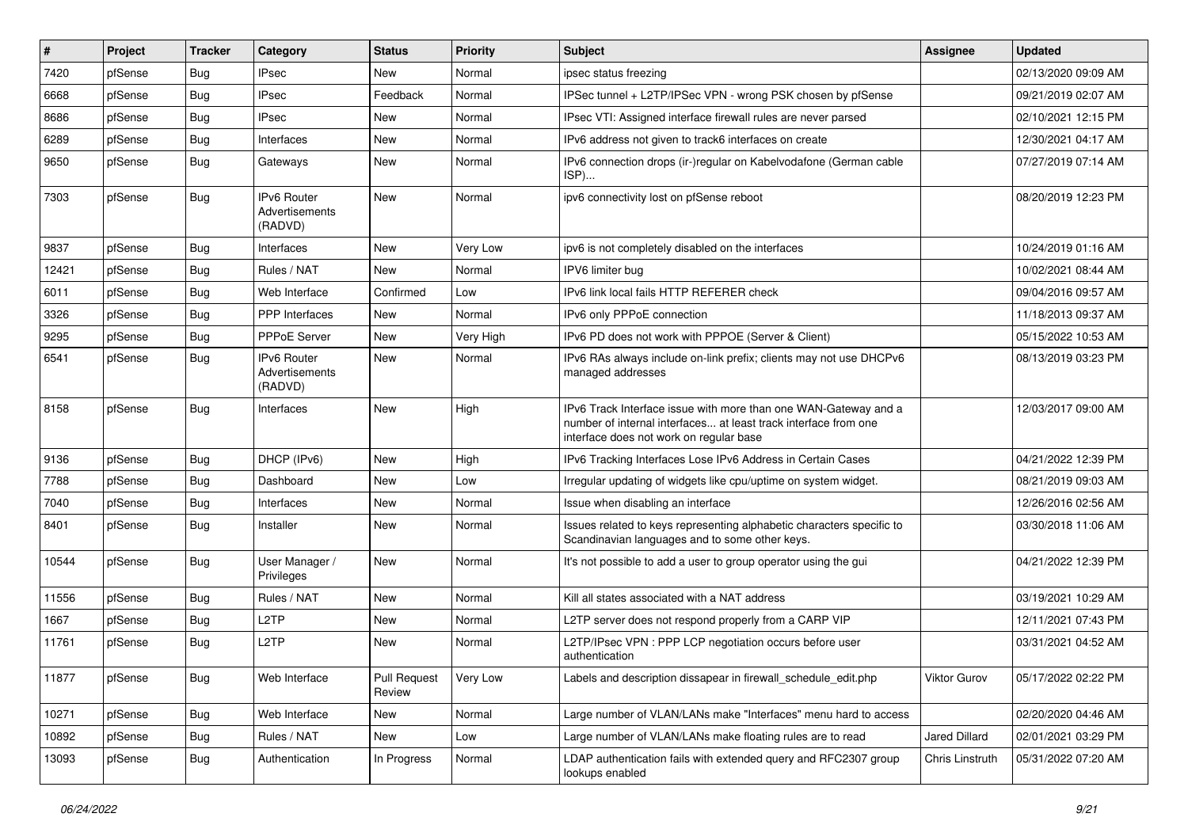| # | Project | Tracker | Category | Status | Priority | Subject | Assignee | Updated |
|---|---|---|---|---|---|---|---|---|
| 7420 | pfSense | Bug | IPsec | New | Normal | ipsec status freezing | | 02/13/2020 09:09 AM |
| 6668 | pfSense | Bug | IPsec | Feedback | Normal | IPSec tunnel + L2TP/IPSec VPN - wrong PSK chosen by pfSense | | 09/21/2019 02:07 AM |
| 8686 | pfSense | Bug | IPsec | New | Normal | IPsec VTI: Assigned interface firewall rules are never parsed | | 02/10/2021 12:15 PM |
| 6289 | pfSense | Bug | Interfaces | New | Normal | IPv6 address not given to track6 interfaces on create | | 12/30/2021 04:17 AM |
| 9650 | pfSense | Bug | Gateways | New | Normal | IPv6 connection drops (ir-)regular on Kabelvodafone (German cable ISP)... | | 07/27/2019 07:14 AM |
| 7303 | pfSense | Bug | IPv6 Router Advertisements (RADVD) | New | Normal | ipv6 connectivity lost on pfSense reboot | | 08/20/2019 12:23 PM |
| 9837 | pfSense | Bug | Interfaces | New | Very Low | ipv6 is not completely disabled on the interfaces | | 10/24/2019 01:16 AM |
| 12421 | pfSense | Bug | Rules / NAT | New | Normal | IPV6 limiter bug | | 10/02/2021 08:44 AM |
| 6011 | pfSense | Bug | Web Interface | Confirmed | Low | IPv6 link local fails HTTP REFERER check | | 09/04/2016 09:57 AM |
| 3326 | pfSense | Bug | PPP Interfaces | New | Normal | IPv6 only PPPoE connection | | 11/18/2013 09:37 AM |
| 9295 | pfSense | Bug | PPPoE Server | New | Very High | IPv6 PD does not work with PPPOE (Server & Client) | | 05/15/2022 10:53 AM |
| 6541 | pfSense | Bug | IPv6 Router Advertisements (RADVD) | New | Normal | IPv6 RAs always include on-link prefix; clients may not use DHCPv6 managed addresses | | 08/13/2019 03:23 PM |
| 8158 | pfSense | Bug | Interfaces | New | High | IPv6 Track Interface issue with more than one WAN-Gateway and a number of internal interfaces... at least track interface from one interface does not work on regular base | | 12/03/2017 09:00 AM |
| 9136 | pfSense | Bug | DHCP (IPv6) | New | High | IPv6 Tracking Interfaces Lose IPv6 Address in Certain Cases | | 04/21/2022 12:39 PM |
| 7788 | pfSense | Bug | Dashboard | New | Low | Irregular updating of widgets like cpu/uptime on system widget. | | 08/21/2019 09:03 AM |
| 7040 | pfSense | Bug | Interfaces | New | Normal | Issue when disabling an interface | | 12/26/2016 02:56 AM |
| 8401 | pfSense | Bug | Installer | New | Normal | Issues related to keys representing alphabetic characters specific to Scandinavian languages and to some other keys. | | 03/30/2018 11:06 AM |
| 10544 | pfSense | Bug | User Manager / Privileges | New | Normal | It's not possible to add a user to group operator using the gui | | 04/21/2022 12:39 PM |
| 11556 | pfSense | Bug | Rules / NAT | New | Normal | Kill all states associated with a NAT address | | 03/19/2021 10:29 AM |
| 1667 | pfSense | Bug | L2TP | New | Normal | L2TP server does not respond properly from a CARP VIP | | 12/11/2021 07:43 PM |
| 11761 | pfSense | Bug | L2TP | New | Normal | L2TP/IPSec VPN : PPP LCP negotiation occurs before user authentication | | 03/31/2021 04:52 AM |
| 11877 | pfSense | Bug | Web Interface | Pull Request Review | Very Low | Labels and description dissapear in firewall_schedule_edit.php | Viktor Gurov | 05/17/2022 02:22 PM |
| 10271 | pfSense | Bug | Web Interface | New | Normal | Large number of VLAN/LANs make "Interfaces" menu hard to access | | 02/20/2020 04:46 AM |
| 10892 | pfSense | Bug | Rules / NAT | New | Low | Large number of VLAN/LANs make floating rules are to read | Jared Dillard | 02/01/2021 03:29 PM |
| 13093 | pfSense | Bug | Authentication | In Progress | Normal | LDAP authentication fails with extended query and RFC2307 group lookups enabled | Chris Linstruth | 05/31/2022 07:20 AM |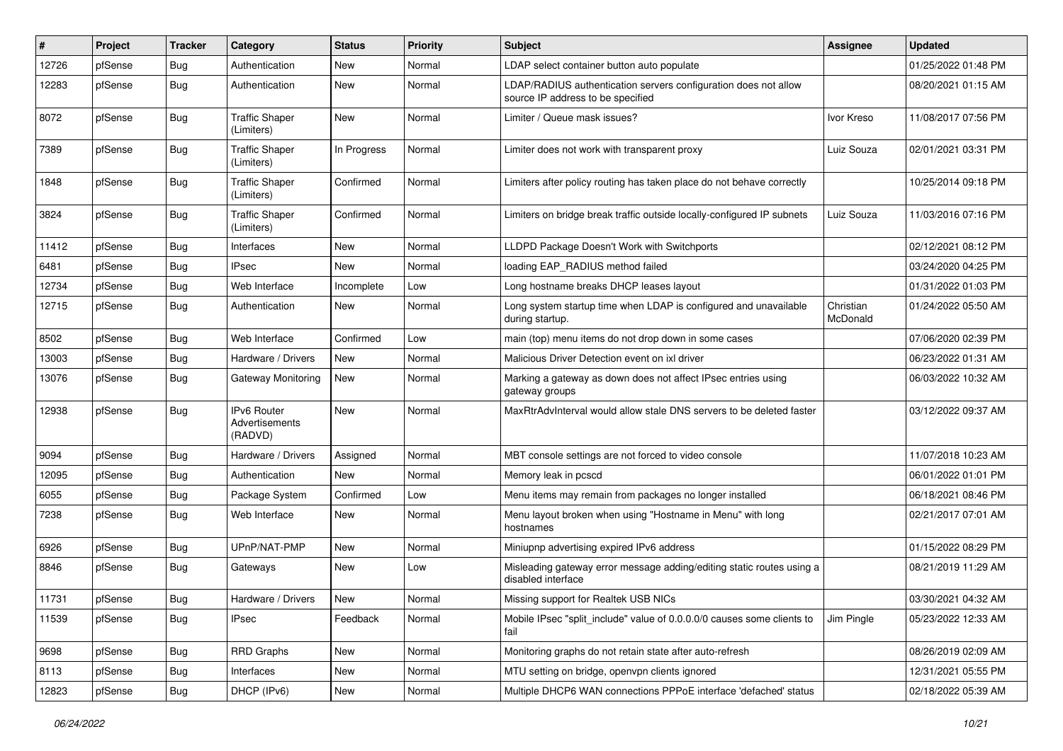| # | Project | Tracker | Category | Status | Priority | Subject | Assignee | Updated |
|---|---|---|---|---|---|---|---|---|
| 12726 | pfSense | Bug | Authentication | New | Normal | LDAP select container button auto populate | | 01/25/2022 01:48 PM |
| 12283 | pfSense | Bug | Authentication | New | Normal | LDAP/RADIUS authentication servers configuration does not allow source IP address to be specified | | 08/20/2021 01:15 AM |
| 8072 | pfSense | Bug | Traffic Shaper (Limiters) | New | Normal | Limiter / Queue mask issues? | Ivor Kreso | 11/08/2017 07:56 PM |
| 7389 | pfSense | Bug | Traffic Shaper (Limiters) | In Progress | Normal | Limiter does not work with transparent proxy | Luiz Souza | 02/01/2021 03:31 PM |
| 1848 | pfSense | Bug | Traffic Shaper (Limiters) | Confirmed | Normal | Limiters after policy routing has taken place do not behave correctly | | 10/25/2014 09:18 PM |
| 3824 | pfSense | Bug | Traffic Shaper (Limiters) | Confirmed | Normal | Limiters on bridge break traffic outside locally-configured IP subnets | Luiz Souza | 11/03/2016 07:16 PM |
| 11412 | pfSense | Bug | Interfaces | New | Normal | LLDPD Package Doesn't Work with Switchports | | 02/12/2021 08:12 PM |
| 6481 | pfSense | Bug | IPsec | New | Normal | loading EAP_RADIUS method failed | | 03/24/2020 04:25 PM |
| 12734 | pfSense | Bug | Web Interface | Incomplete | Low | Long hostname breaks DHCP leases layout | | 01/31/2022 01:03 PM |
| 12715 | pfSense | Bug | Authentication | New | Normal | Long system startup time when LDAP is configured and unavailable during startup. | Christian McDonald | 01/24/2022 05:50 AM |
| 8502 | pfSense | Bug | Web Interface | Confirmed | Low | main (top) menu items do not drop down in some cases | | 07/06/2020 02:39 PM |
| 13003 | pfSense | Bug | Hardware / Drivers | New | Normal | Malicious Driver Detection event on ixl driver | | 06/23/2022 01:31 AM |
| 13076 | pfSense | Bug | Gateway Monitoring | New | Normal | Marking a gateway as down does not affect IPsec entries using gateway groups | | 06/03/2022 10:32 AM |
| 12938 | pfSense | Bug | IPv6 Router Advertisements (RADVD) | New | Normal | MaxRtrAdvInterval would allow stale DNS servers to be deleted faster | | 03/12/2022 09:37 AM |
| 9094 | pfSense | Bug | Hardware / Drivers | Assigned | Normal | MBT console settings are not forced to video console | | 11/07/2018 10:23 AM |
| 12095 | pfSense | Bug | Authentication | New | Normal | Memory leak in pcscd | | 06/01/2022 01:01 PM |
| 6055 | pfSense | Bug | Package System | Confirmed | Low | Menu items may remain from packages no longer installed | | 06/18/2021 08:46 PM |
| 7238 | pfSense | Bug | Web Interface | New | Normal | Menu layout broken when using "Hostname in Menu" with long hostnames | | 02/21/2017 07:01 AM |
| 6926 | pfSense | Bug | UPnP/NAT-PMP | New | Normal | Miniupnp advertising expired IPv6 address | | 01/15/2022 08:29 PM |
| 8846 | pfSense | Bug | Gateways | New | Low | Misleading gateway error message adding/editing static routes using a disabled interface | | 08/21/2019 11:29 AM |
| 11731 | pfSense | Bug | Hardware / Drivers | New | Normal | Missing support for Realtek USB NICs | | 03/30/2021 04:32 AM |
| 11539 | pfSense | Bug | IPsec | Feedback | Normal | Mobile IPsec "split_include" value of 0.0.0.0/0 causes some clients to fail | Jim Pingle | 05/23/2022 12:33 AM |
| 9698 | pfSense | Bug | RRD Graphs | New | Normal | Monitoring graphs do not retain state after auto-refresh | | 08/26/2019 02:09 AM |
| 8113 | pfSense | Bug | Interfaces | New | Normal | MTU setting on bridge, openvpn clients ignored | | 12/31/2021 05:55 PM |
| 12823 | pfSense | Bug | DHCP (IPv6) | New | Normal | Multiple DHCP6 WAN connections PPPoE interface 'defached' status | | 02/18/2022 05:39 AM |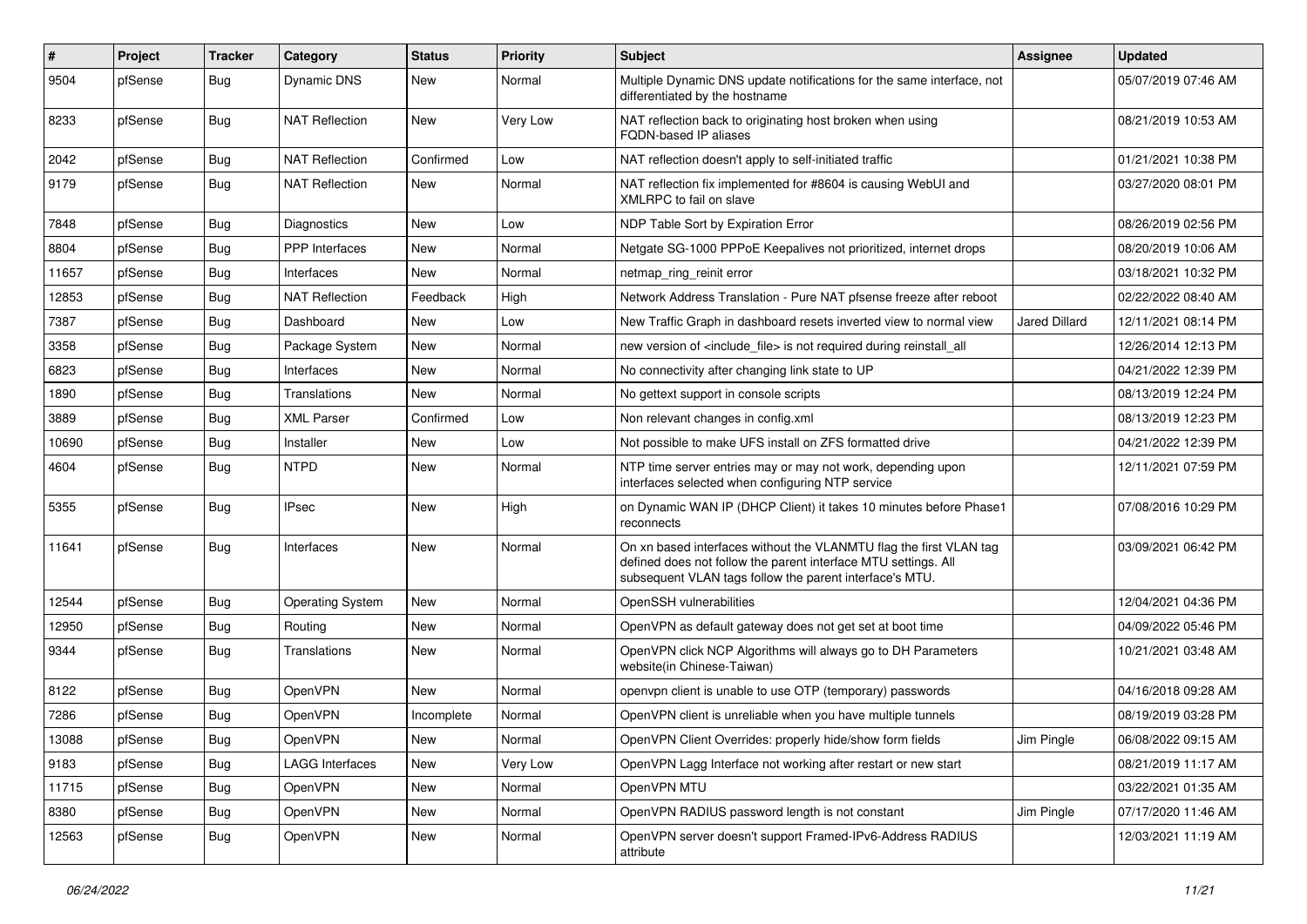| # | Project | Tracker | Category | Status | Priority | Subject | Assignee | Updated |
|---|---|---|---|---|---|---|---|---|
| 9504 | pfSense | Bug | Dynamic DNS | New | Normal | Multiple Dynamic DNS update notifications for the same interface, not differentiated by the hostname | | 05/07/2019 07:46 AM |
| 8233 | pfSense | Bug | NAT Reflection | New | Very Low | NAT reflection back to originating host broken when using FQDN-based IP aliases | | 08/21/2019 10:53 AM |
| 2042 | pfSense | Bug | NAT Reflection | Confirmed | Low | NAT reflection doesn't apply to self-initiated traffic | | 01/21/2021 10:38 PM |
| 9179 | pfSense | Bug | NAT Reflection | New | Normal | NAT reflection fix implemented for #8604 is causing WebUI and XMLRPC to fail on slave | | 03/27/2020 08:01 PM |
| 7848 | pfSense | Bug | Diagnostics | New | Low | NDP Table Sort by Expiration Error | | 08/26/2019 02:56 PM |
| 8804 | pfSense | Bug | PPP Interfaces | New | Normal | Netgate SG-1000 PPPoE Keepalives not prioritized, internet drops | | 08/20/2019 10:06 AM |
| 11657 | pfSense | Bug | Interfaces | New | Normal | netmap_ring_reinit error | | 03/18/2021 10:32 PM |
| 12853 | pfSense | Bug | NAT Reflection | Feedback | High | Network Address Translation - Pure NAT pfsense freeze after reboot | | 02/22/2022 08:40 AM |
| 7387 | pfSense | Bug | Dashboard | New | Low | New Traffic Graph in dashboard resets inverted view to normal view | Jared Dillard | 12/11/2021 08:14 PM |
| 3358 | pfSense | Bug | Package System | New | Normal | new version of <include_file> is not required during reinstall_all | | 12/26/2014 12:13 PM |
| 6823 | pfSense | Bug | Interfaces | New | Normal | No connectivity after changing link state to UP | | 04/21/2022 12:39 PM |
| 1890 | pfSense | Bug | Translations | New | Normal | No gettext support in console scripts | | 08/13/2019 12:24 PM |
| 3889 | pfSense | Bug | XML Parser | Confirmed | Low | Non relevant changes in config.xml | | 08/13/2019 12:23 PM |
| 10690 | pfSense | Bug | Installer | New | Low | Not possible to make UFS install on ZFS formatted drive | | 04/21/2022 12:39 PM |
| 4604 | pfSense | Bug | NTPD | New | Normal | NTP time server entries may or may not work, depending upon interfaces selected when configuring NTP service | | 12/11/2021 07:59 PM |
| 5355 | pfSense | Bug | IPsec | New | High | on Dynamic WAN IP (DHCP Client) it takes 10 minutes before Phase1 reconnects | | 07/08/2016 10:29 PM |
| 11641 | pfSense | Bug | Interfaces | New | Normal | On xn based interfaces without the VLANMTU flag the first VLAN tag defined does not follow the parent interface MTU settings. All subsequent VLAN tags follow the parent interface's MTU. | | 03/09/2021 06:42 PM |
| 12544 | pfSense | Bug | Operating System | New | Normal | OpenSSH vulnerabilities | | 12/04/2021 04:36 PM |
| 12950 | pfSense | Bug | Routing | New | Normal | OpenVPN as default gateway does not get set at boot time | | 04/09/2022 05:46 PM |
| 9344 | pfSense | Bug | Translations | New | Normal | OpenVPN click NCP Algorithms will always go to DH Parameters website(in Chinese-Taiwan) | | 10/21/2021 03:48 AM |
| 8122 | pfSense | Bug | OpenVPN | New | Normal | openvpn client is unable to use OTP (temporary) passwords | | 04/16/2018 09:28 AM |
| 7286 | pfSense | Bug | OpenVPN | Incomplete | Normal | OpenVPN client is unreliable when you have multiple tunnels | | 08/19/2019 03:28 PM |
| 13088 | pfSense | Bug | OpenVPN | New | Normal | OpenVPN Client Overrides: properly hide/show form fields | Jim Pingle | 06/08/2022 09:15 AM |
| 9183 | pfSense | Bug | LAGG Interfaces | New | Very Low | OpenVPN Lagg Interface not working after restart or new start | | 08/21/2019 11:17 AM |
| 11715 | pfSense | Bug | OpenVPN | New | Normal | OpenVPN MTU | | 03/22/2021 01:35 AM |
| 8380 | pfSense | Bug | OpenVPN | New | Normal | OpenVPN RADIUS password length is not constant | Jim Pingle | 07/17/2020 11:46 AM |
| 12563 | pfSense | Bug | OpenVPN | New | Normal | OpenVPN server doesn't support Framed-IPv6-Address RADIUS attribute | | 12/03/2021 11:19 AM |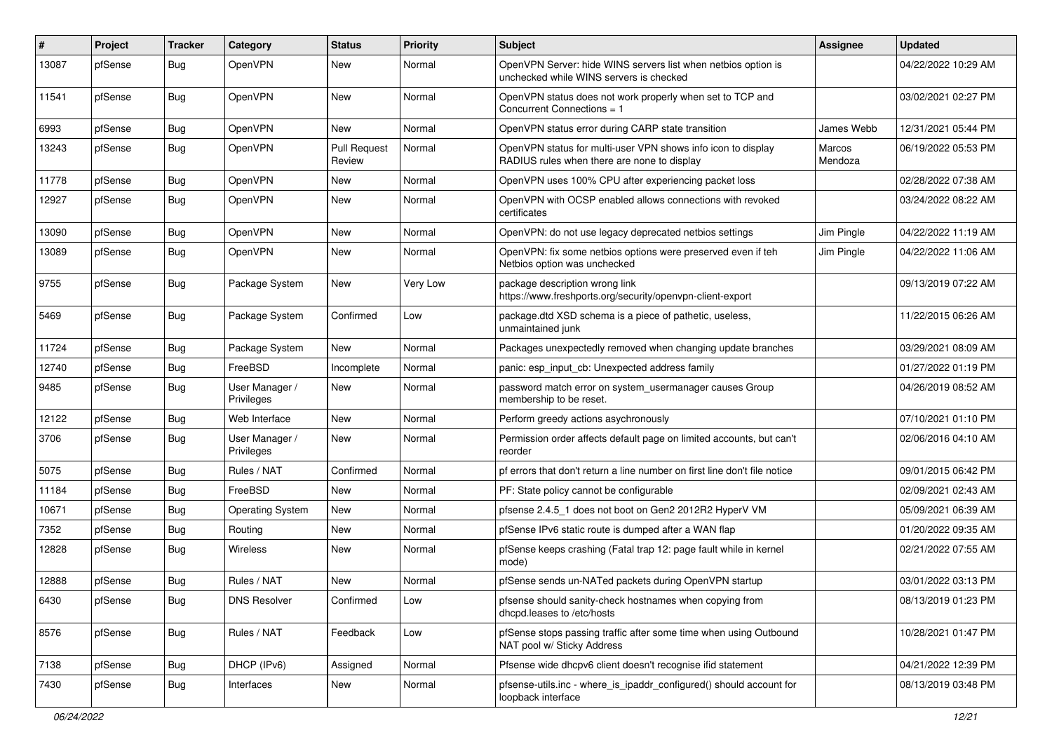| # | Project | Tracker | Category | Status | Priority | Subject | Assignee | Updated |
|---|---|---|---|---|---|---|---|---|
| 13087 | pfSense | Bug | OpenVPN | New | Normal | OpenVPN Server: hide WINS servers list when netbios option is unchecked while WINS servers is checked | | 04/22/2022 10:29 AM |
| 11541 | pfSense | Bug | OpenVPN | New | Normal | OpenVPN status does not work properly when set to TCP and Concurrent Connections = 1 | | 03/02/2021 02:27 PM |
| 6993 | pfSense | Bug | OpenVPN | New | Normal | OpenVPN status error during CARP state transition | James Webb | 12/31/2021 05:44 PM |
| 13243 | pfSense | Bug | OpenVPN | Pull Request Review | Normal | OpenVPN status for multi-user VPN shows info icon to display RADIUS rules when there are none to display | Marcos Mendoza | 06/19/2022 05:53 PM |
| 11778 | pfSense | Bug | OpenVPN | New | Normal | OpenVPN uses 100% CPU after experiencing packet loss | | 02/28/2022 07:38 AM |
| 12927 | pfSense | Bug | OpenVPN | New | Normal | OpenVPN with OCSP enabled allows connections with revoked certificates | | 03/24/2022 08:22 AM |
| 13090 | pfSense | Bug | OpenVPN | New | Normal | OpenVPN: do not use legacy deprecated netbios settings | Jim Pingle | 04/22/2022 11:19 AM |
| 13089 | pfSense | Bug | OpenVPN | New | Normal | OpenVPN: fix some netbios options were preserved even if teh Netbios option was unchecked | Jim Pingle | 04/22/2022 11:06 AM |
| 9755 | pfSense | Bug | Package System | New | Very Low | package description wrong link https://www.freshports.org/security/openvpn-client-export | | 09/13/2019 07:22 AM |
| 5469 | pfSense | Bug | Package System | Confirmed | Low | package.dtd XSD schema is a piece of pathetic, useless, unmaintained junk | | 11/22/2015 06:26 AM |
| 11724 | pfSense | Bug | Package System | New | Normal | Packages unexpectedly removed when changing update branches | | 03/29/2021 08:09 AM |
| 12740 | pfSense | Bug | FreeBSD | Incomplete | Normal | panic: esp_input_cb: Unexpected address family | | 01/27/2022 01:19 PM |
| 9485 | pfSense | Bug | User Manager / Privileges | New | Normal | password match error on system_usermanager causes Group membership to be reset. | | 04/26/2019 08:52 AM |
| 12122 | pfSense | Bug | Web Interface | New | Normal | Perform greedy actions asychronously | | 07/10/2021 01:10 PM |
| 3706 | pfSense | Bug | User Manager / Privileges | New | Normal | Permission order affects default page on limited accounts, but can't reorder | | 02/06/2016 04:10 AM |
| 5075 | pfSense | Bug | Rules / NAT | Confirmed | Normal | pf errors that don't return a line number on first line don't file notice | | 09/01/2015 06:42 PM |
| 11184 | pfSense | Bug | FreeBSD | New | Normal | PF: State policy cannot be configurable | | 02/09/2021 02:43 AM |
| 10671 | pfSense | Bug | Operating System | New | Normal | pfsense 2.4.5_1 does not boot on Gen2 2012R2 HyperV VM | | 05/09/2021 06:39 AM |
| 7352 | pfSense | Bug | Routing | New | Normal | pfSense IPv6 static route is dumped after a WAN flap | | 01/20/2022 09:35 AM |
| 12828 | pfSense | Bug | Wireless | New | Normal | pfSense keeps crashing (Fatal trap 12: page fault while in kernel mode) | | 02/21/2022 07:55 AM |
| 12888 | pfSense | Bug | Rules / NAT | New | Normal | pfSense sends un-NATed packets during OpenVPN startup | | 03/01/2022 03:13 PM |
| 6430 | pfSense | Bug | DNS Resolver | Confirmed | Low | pfsense should sanity-check hostnames when copying from dhcpd.leases to /etc/hosts | | 08/13/2019 01:23 PM |
| 8576 | pfSense | Bug | Rules / NAT | Feedback | Low | pfSense stops passing traffic after some time when using Outbound NAT pool w/ Sticky Address | | 10/28/2021 01:47 PM |
| 7138 | pfSense | Bug | DHCP (IPv6) | Assigned | Normal | Pfsense wide dhcpv6 client doesn't recognise ifid statement | | 04/21/2022 12:39 PM |
| 7430 | pfSense | Bug | Interfaces | New | Normal | pfsense-utils.inc - where_is_ipaddr_configured() should account for loopback interface | | 08/13/2019 03:48 PM |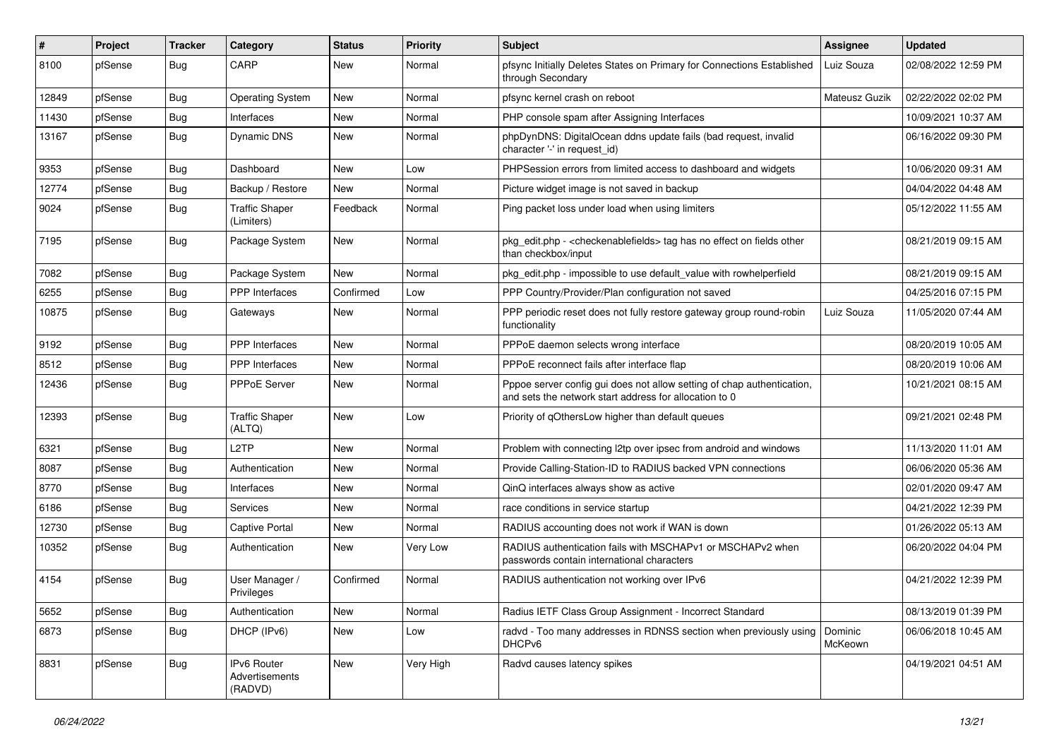| # | Project | Tracker | Category | Status | Priority | Subject | Assignee | Updated |
|---|---|---|---|---|---|---|---|---|
| 8100 | pfSense | Bug | CARP | New | Normal | pfsync Initially Deletes States on Primary for Connections Established through Secondary | Luiz Souza | 02/08/2022 12:59 PM |
| 12849 | pfSense | Bug | Operating System | New | Normal | pfsync kernel crash on reboot | Mateusz Guzik | 02/22/2022 02:02 PM |
| 11430 | pfSense | Bug | Interfaces | New | Normal | PHP console spam after Assigning Interfaces | | 10/09/2021 10:37 AM |
| 13167 | pfSense | Bug | Dynamic DNS | New | Normal | phpDynDNS: DigitalOcean ddns update fails (bad request, invalid character '-' in request_id) | | 06/16/2022 09:30 PM |
| 9353 | pfSense | Bug | Dashboard | New | Low | PHPSession errors from limited access to dashboard and widgets | | 10/06/2020 09:31 AM |
| 12774 | pfSense | Bug | Backup / Restore | New | Normal | Picture widget image is not saved in backup | | 04/04/2022 04:48 AM |
| 9024 | pfSense | Bug | Traffic Shaper (Limiters) | Feedback | Normal | Ping packet loss under load when using limiters | | 05/12/2022 11:55 AM |
| 7195 | pfSense | Bug | Package System | New | Normal | pkg_edit.php - <checkenablefields> tag has no effect on fields other than checkbox/input | | 08/21/2019 09:15 AM |
| 7082 | pfSense | Bug | Package System | New | Normal | pkg_edit.php - impossible to use default_value with rowhelperfield | | 08/21/2019 09:15 AM |
| 6255 | pfSense | Bug | PPP Interfaces | Confirmed | Low | PPP Country/Provider/Plan configuration not saved | | 04/25/2016 07:15 PM |
| 10875 | pfSense | Bug | Gateways | New | Normal | PPP periodic reset does not fully restore gateway group round-robin functionality | Luiz Souza | 11/05/2020 07:44 AM |
| 9192 | pfSense | Bug | PPP Interfaces | New | Normal | PPPoE daemon selects wrong interface | | 08/20/2019 10:05 AM |
| 8512 | pfSense | Bug | PPP Interfaces | New | Normal | PPPoE reconnect fails after interface flap | | 08/20/2019 10:06 AM |
| 12436 | pfSense | Bug | PPPoE Server | New | Normal | Pppoe server config gui does not allow setting of chap authentication, and sets the network start address for allocation to 0 | | 10/21/2021 08:15 AM |
| 12393 | pfSense | Bug | Traffic Shaper (ALTQ) | New | Low | Priority of qOthersLow higher than default queues | | 09/21/2021 02:48 PM |
| 6321 | pfSense | Bug | L2TP | New | Normal | Problem with connecting l2tp over ipsec from android and windows | | 11/13/2020 11:01 AM |
| 8087 | pfSense | Bug | Authentication | New | Normal | Provide Calling-Station-ID to RADIUS backed VPN connections | | 06/06/2020 05:36 AM |
| 8770 | pfSense | Bug | Interfaces | New | Normal | QinQ interfaces always show as active | | 02/01/2020 09:47 AM |
| 6186 | pfSense | Bug | Services | New | Normal | race conditions in service startup | | 04/21/2022 12:39 PM |
| 12730 | pfSense | Bug | Captive Portal | New | Normal | RADIUS accounting does not work if WAN is down | | 01/26/2022 05:13 AM |
| 10352 | pfSense | Bug | Authentication | New | Very Low | RADIUS authentication fails with MSCHAPv1 or MSCHAPv2 when passwords contain international characters | | 06/20/2022 04:04 PM |
| 4154 | pfSense | Bug | User Manager / Privileges | Confirmed | Normal | RADIUS authentication not working over IPv6 | | 04/21/2022 12:39 PM |
| 5652 | pfSense | Bug | Authentication | New | Normal | Radius IETF Class Group Assignment - Incorrect Standard | | 08/13/2019 01:39 PM |
| 6873 | pfSense | Bug | DHCP (IPv6) | New | Low | radvd - Too many addresses in RDNSS section when previously using DHCPv6 | Dominic McKeown | 06/06/2018 10:45 AM |
| 8831 | pfSense | Bug | IPv6 Router Advertisements (RADVD) | New | Very High | Radvd causes latency spikes | | 04/19/2021 04:51 AM |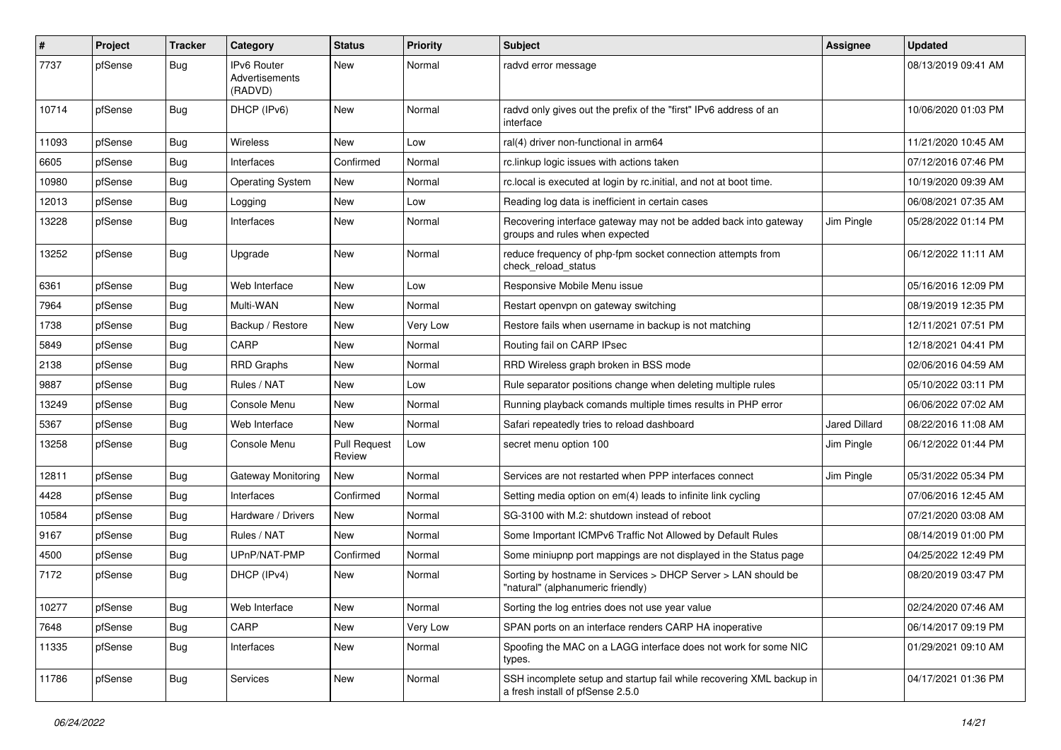| # | Project | Tracker | Category | Status | Priority | Subject | Assignee | Updated |
|---|---|---|---|---|---|---|---|---|
| 7737 | pfSense | Bug | IPv6 Router Advertisements (RADVD) | New | Normal | radvd error message | | 08/13/2019 09:41 AM |
| 10714 | pfSense | Bug | DHCP (IPv6) | New | Normal | radvd only gives out the prefix of the "first" IPv6 address of an interface | | 10/06/2020 01:03 PM |
| 11093 | pfSense | Bug | Wireless | New | Low | ral(4) driver non-functional in arm64 | | 11/21/2020 10:45 AM |
| 6605 | pfSense | Bug | Interfaces | Confirmed | Normal | rc.linkup logic issues with actions taken | | 07/12/2016 07:46 PM |
| 10980 | pfSense | Bug | Operating System | New | Normal | rc.local is executed at login by rc.initial, and not at boot time. | | 10/19/2020 09:39 AM |
| 12013 | pfSense | Bug | Logging | New | Low | Reading log data is inefficient in certain cases | | 06/08/2021 07:35 AM |
| 13228 | pfSense | Bug | Interfaces | New | Normal | Recovering interface gateway may not be added back into gateway groups and rules when expected | Jim Pingle | 05/28/2022 01:14 PM |
| 13252 | pfSense | Bug | Upgrade | New | Normal | reduce frequency of php-fpm socket connection attempts from check_reload_status | | 06/12/2022 11:11 AM |
| 6361 | pfSense | Bug | Web Interface | New | Low | Responsive Mobile Menu issue | | 05/16/2016 12:09 PM |
| 7964 | pfSense | Bug | Multi-WAN | New | Normal | Restart openvpn on gateway switching | | 08/19/2019 12:35 PM |
| 1738 | pfSense | Bug | Backup / Restore | New | Very Low | Restore fails when username in backup is not matching | | 12/11/2021 07:51 PM |
| 5849 | pfSense | Bug | CARP | New | Normal | Routing fail on CARP IPsec | | 12/18/2021 04:41 PM |
| 2138 | pfSense | Bug | RRD Graphs | New | Normal | RRD Wireless graph broken in BSS mode | | 02/06/2016 04:59 AM |
| 9887 | pfSense | Bug | Rules / NAT | New | Low | Rule separator positions change when deleting multiple rules | | 05/10/2022 03:11 PM |
| 13249 | pfSense | Bug | Console Menu | New | Normal | Running playback comands multiple times results in PHP error | | 06/06/2022 07:02 AM |
| 5367 | pfSense | Bug | Web Interface | New | Normal | Safari repeatedly tries to reload dashboard | Jared Dillard | 08/22/2016 11:08 AM |
| 13258 | pfSense | Bug | Console Menu | Pull Request Review | Low | secret menu option 100 | Jim Pingle | 06/12/2022 01:44 PM |
| 12811 | pfSense | Bug | Gateway Monitoring | New | Normal | Services are not restarted when PPP interfaces connect | Jim Pingle | 05/31/2022 05:34 PM |
| 4428 | pfSense | Bug | Interfaces | Confirmed | Normal | Setting media option on em(4) leads to infinite link cycling | | 07/06/2016 12:45 AM |
| 10584 | pfSense | Bug | Hardware / Drivers | New | Normal | SG-3100 with M.2: shutdown instead of reboot | | 07/21/2020 03:08 AM |
| 9167 | pfSense | Bug | Rules / NAT | New | Normal | Some Important ICMPv6 Traffic Not Allowed by Default Rules | | 08/14/2019 01:00 PM |
| 4500 | pfSense | Bug | UPnP/NAT-PMP | Confirmed | Normal | Some miniupnp port mappings are not displayed in the Status page | | 04/25/2022 12:49 PM |
| 7172 | pfSense | Bug | DHCP (IPv4) | New | Normal | Sorting by hostname in Services > DHCP Server > LAN should be "natural" (alphanumeric friendly) | | 08/20/2019 03:47 PM |
| 10277 | pfSense | Bug | Web Interface | New | Normal | Sorting the log entries does not use year value | | 02/24/2020 07:46 AM |
| 7648 | pfSense | Bug | CARP | New | Very Low | SPAN ports on an interface renders CARP HA inoperative | | 06/14/2017 09:19 PM |
| 11335 | pfSense | Bug | Interfaces | New | Normal | Spoofing the MAC on a LAGG interface does not work for some NIC types. | | 01/29/2021 09:10 AM |
| 11786 | pfSense | Bug | Services | New | Normal | SSH incomplete setup and startup fail while recovering XML backup in a fresh install of pfSense 2.5.0 | | 04/17/2021 01:36 PM |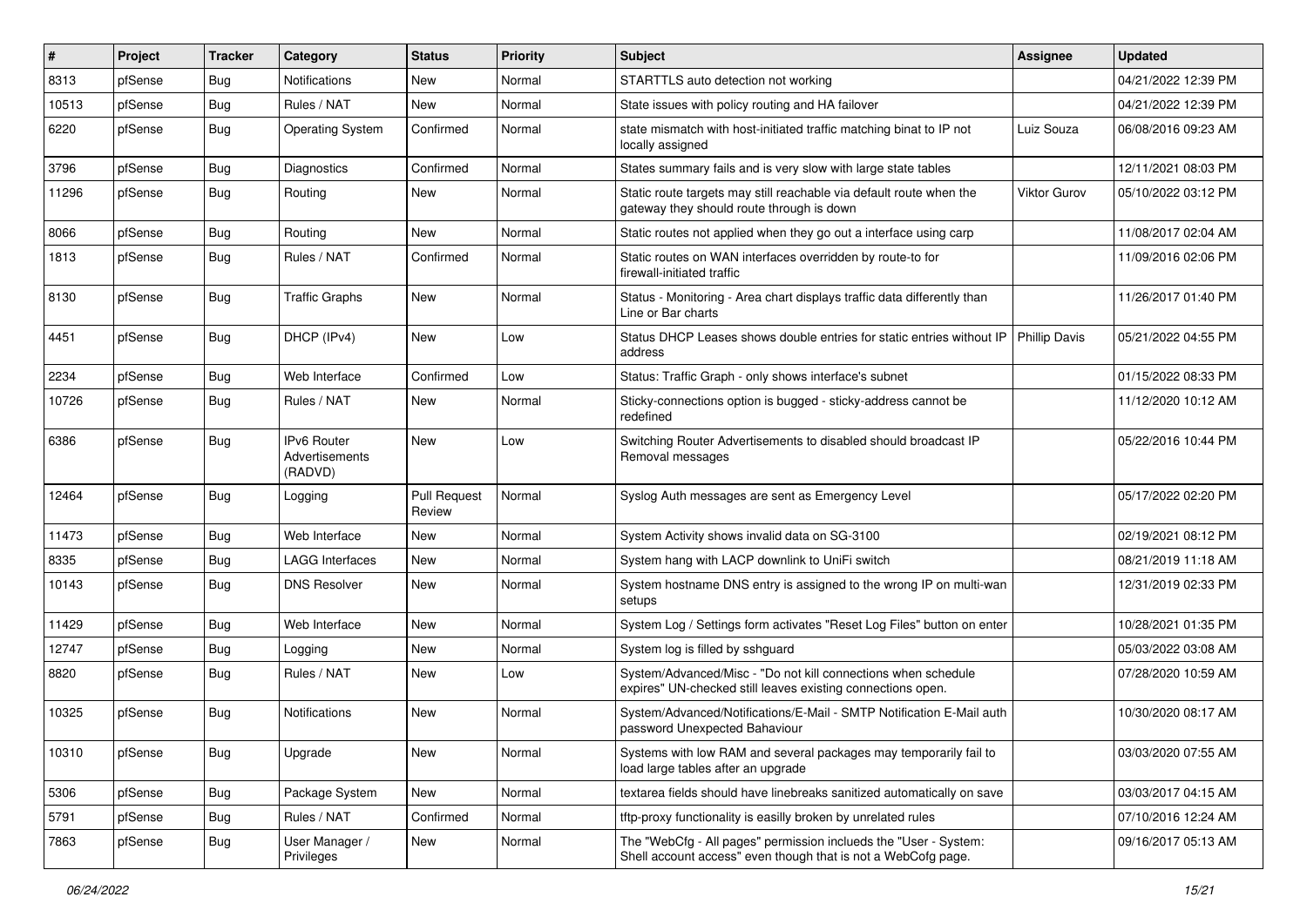| # | Project | Tracker | Category | Status | Priority | Subject | Assignee | Updated |
|---|---|---|---|---|---|---|---|---|
| 8313 | pfSense | Bug | Notifications | New | Normal | STARTTLS auto detection not working | | 04/21/2022 12:39 PM |
| 10513 | pfSense | Bug | Rules / NAT | New | Normal | State issues with policy routing and HA failover | | 04/21/2022 12:39 PM |
| 6220 | pfSense | Bug | Operating System | Confirmed | Normal | state mismatch with host-initiated traffic matching binat to IP not locally assigned | Luiz Souza | 06/08/2016 09:23 AM |
| 3796 | pfSense | Bug | Diagnostics | Confirmed | Normal | States summary fails and is very slow with large state tables | | 12/11/2021 08:03 PM |
| 11296 | pfSense | Bug | Routing | New | Normal | Static route targets may still reachable via default route when the gateway they should route through is down | Viktor Gurov | 05/10/2022 03:12 PM |
| 8066 | pfSense | Bug | Routing | New | Normal | Static routes not applied when they go out a interface using carp | | 11/08/2017 02:04 AM |
| 1813 | pfSense | Bug | Rules / NAT | Confirmed | Normal | Static routes on WAN interfaces overridden by route-to for firewall-initiated traffic | | 11/09/2016 02:06 PM |
| 8130 | pfSense | Bug | Traffic Graphs | New | Normal | Status - Monitoring - Area chart displays traffic data differently than Line or Bar charts | | 11/26/2017 01:40 PM |
| 4451 | pfSense | Bug | DHCP (IPv4) | New | Low | Status DHCP Leases shows double entries for static entries without IP address | Phillip Davis | 05/21/2022 04:55 PM |
| 2234 | pfSense | Bug | Web Interface | Confirmed | Low | Status: Traffic Graph - only shows interface's subnet | | 01/15/2022 08:33 PM |
| 10726 | pfSense | Bug | Rules / NAT | New | Normal | Sticky-connections option is bugged - sticky-address cannot be redefined | | 11/12/2020 10:12 AM |
| 6386 | pfSense | Bug | IPv6 Router Advertisements (RADVD) | New | Low | Switching Router Advertisements to disabled should broadcast IP Removal messages | | 05/22/2016 10:44 PM |
| 12464 | pfSense | Bug | Logging | Pull Request Review | Normal | Syslog Auth messages are sent as Emergency Level | | 05/17/2022 02:20 PM |
| 11473 | pfSense | Bug | Web Interface | New | Normal | System Activity shows invalid data on SG-3100 | | 02/19/2021 08:12 PM |
| 8335 | pfSense | Bug | LAGG Interfaces | New | Normal | System hang with LACP downlink to UniFi switch | | 08/21/2019 11:18 AM |
| 10143 | pfSense | Bug | DNS Resolver | New | Normal | System hostname DNS entry is assigned to the wrong IP on multi-wan setups | | 12/31/2019 02:33 PM |
| 11429 | pfSense | Bug | Web Interface | New | Normal | System Log / Settings form activates "Reset Log Files" button on enter | | 10/28/2021 01:35 PM |
| 12747 | pfSense | Bug | Logging | New | Normal | System log is filled by sshguard | | 05/03/2022 03:08 AM |
| 8820 | pfSense | Bug | Rules / NAT | New | Low | System/Advanced/Misc - "Do not kill connections when schedule expires" UN-checked still leaves existing connections open. | | 07/28/2020 10:59 AM |
| 10325 | pfSense | Bug | Notifications | New | Normal | System/Advanced/Notifications/E-Mail - SMTP Notification E-Mail auth password Unexpected Bahaviour | | 10/30/2020 08:17 AM |
| 10310 | pfSense | Bug | Upgrade | New | Normal | Systems with low RAM and several packages may temporarily fail to load large tables after an upgrade | | 03/03/2020 07:55 AM |
| 5306 | pfSense | Bug | Package System | New | Normal | textarea fields should have linebreaks sanitized automatically on save | | 03/03/2017 04:15 AM |
| 5791 | pfSense | Bug | Rules / NAT | Confirmed | Normal | tftp-proxy functionality is easilly broken by unrelated rules | | 07/10/2016 12:24 AM |
| 7863 | pfSense | Bug | User Manager / Privileges | New | Normal | The "WebCfg - All pages" permission inclueds the "User - System: Shell account access" even though that is not a WebCofg page. | | 09/16/2017 05:13 AM |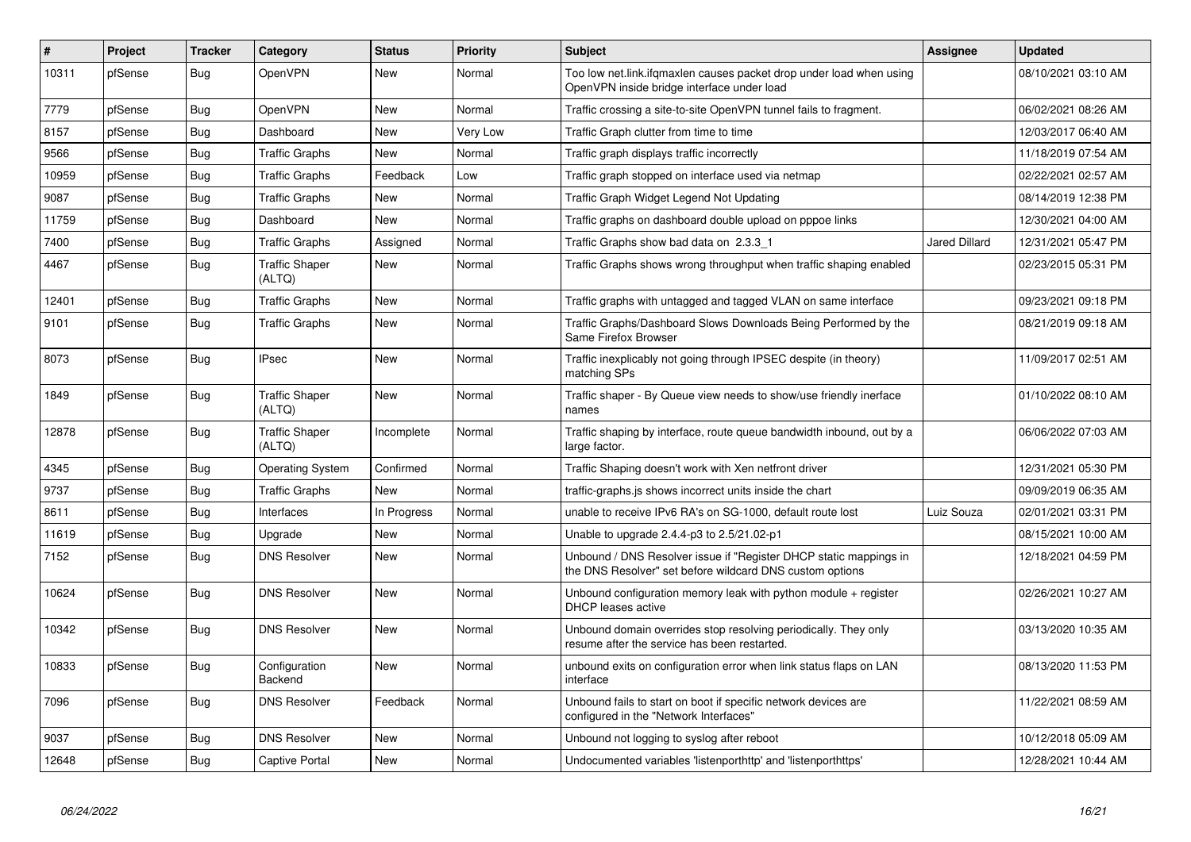| # | Project | Tracker | Category | Status | Priority | Subject | Assignee | Updated |
| --- | --- | --- | --- | --- | --- | --- | --- | --- |
| 10311 | pfSense | Bug | OpenVPN | New | Normal | Too low net.link.ifqmaxlen causes packet drop under load when using OpenVPN inside bridge interface under load | | 08/10/2021 03:10 AM |
| 7779 | pfSense | Bug | OpenVPN | New | Normal | Traffic crossing a site-to-site OpenVPN tunnel fails to fragment. | | 06/02/2021 08:26 AM |
| 8157 | pfSense | Bug | Dashboard | New | Very Low | Traffic Graph clutter from time to time | | 12/03/2017 06:40 AM |
| 9566 | pfSense | Bug | Traffic Graphs | New | Normal | Traffic graph displays traffic incorrectly | | 11/18/2019 07:54 AM |
| 10959 | pfSense | Bug | Traffic Graphs | Feedback | Low | Traffic graph stopped on interface used via netmap | | 02/22/2021 02:57 AM |
| 9087 | pfSense | Bug | Traffic Graphs | New | Normal | Traffic Graph Widget Legend Not Updating | | 08/14/2019 12:38 PM |
| 11759 | pfSense | Bug | Dashboard | New | Normal | Traffic graphs on dashboard double upload on pppoe links | | 12/30/2021 04:00 AM |
| 7400 | pfSense | Bug | Traffic Graphs | Assigned | Normal | Traffic Graphs show bad data on 2.3.3_1 | Jared Dillard | 12/31/2021 05:47 PM |
| 4467 | pfSense | Bug | Traffic Shaper (ALTQ) | New | Normal | Traffic Graphs shows wrong throughput when traffic shaping enabled | | 02/23/2015 05:31 PM |
| 12401 | pfSense | Bug | Traffic Graphs | New | Normal | Traffic graphs with untagged and tagged VLAN on same interface | | 09/23/2021 09:18 PM |
| 9101 | pfSense | Bug | Traffic Graphs | New | Normal | Traffic Graphs/Dashboard Slows Downloads Being Performed by the Same Firefox Browser | | 08/21/2019 09:18 AM |
| 8073 | pfSense | Bug | IPsec | New | Normal | Traffic inexplicably not going through IPSEC despite (in theory) matching SPs | | 11/09/2017 02:51 AM |
| 1849 | pfSense | Bug | Traffic Shaper (ALTQ) | New | Normal | Traffic shaper - By Queue view needs to show/use friendly inerface names | | 01/10/2022 08:10 AM |
| 12878 | pfSense | Bug | Traffic Shaper (ALTQ) | Incomplete | Normal | Traffic shaping by interface, route queue bandwidth inbound, out by a large factor. | | 06/06/2022 07:03 AM |
| 4345 | pfSense | Bug | Operating System | Confirmed | Normal | Traffic Shaping doesn't work with Xen netfront driver | | 12/31/2021 05:30 PM |
| 9737 | pfSense | Bug | Traffic Graphs | New | Normal | traffic-graphs.js shows incorrect units inside the chart | | 09/09/2019 06:35 AM |
| 8611 | pfSense | Bug | Interfaces | In Progress | Normal | unable to receive IPv6 RA's on SG-1000, default route lost | Luiz Souza | 02/01/2021 03:31 PM |
| 11619 | pfSense | Bug | Upgrade | New | Normal | Unable to upgrade 2.4.4-p3 to 2.5/21.02-p1 | | 08/15/2021 10:00 AM |
| 7152 | pfSense | Bug | DNS Resolver | New | Normal | Unbound / DNS Resolver issue if "Register DHCP static mappings in the DNS Resolver" set before wildcard DNS custom options | | 12/18/2021 04:59 PM |
| 10624 | pfSense | Bug | DNS Resolver | New | Normal | Unbound configuration memory leak with python module + register DHCP leases active | | 02/26/2021 10:27 AM |
| 10342 | pfSense | Bug | DNS Resolver | New | Normal | Unbound domain overrides stop resolving periodically. They only resume after the service has been restarted. | | 03/13/2020 10:35 AM |
| 10833 | pfSense | Bug | Configuration Backend | New | Normal | unbound exits on configuration error when link status flaps on LAN interface | | 08/13/2020 11:53 PM |
| 7096 | pfSense | Bug | DNS Resolver | Feedback | Normal | Unbound fails to start on boot if specific network devices are configured in the "Network Interfaces" | | 11/22/2021 08:59 AM |
| 9037 | pfSense | Bug | DNS Resolver | New | Normal | Unbound not logging to syslog after reboot | | 10/12/2018 05:09 AM |
| 12648 | pfSense | Bug | Captive Portal | New | Normal | Undocumented variables 'listenporthttp' and 'listenporthttps' | | 12/28/2021 10:44 AM |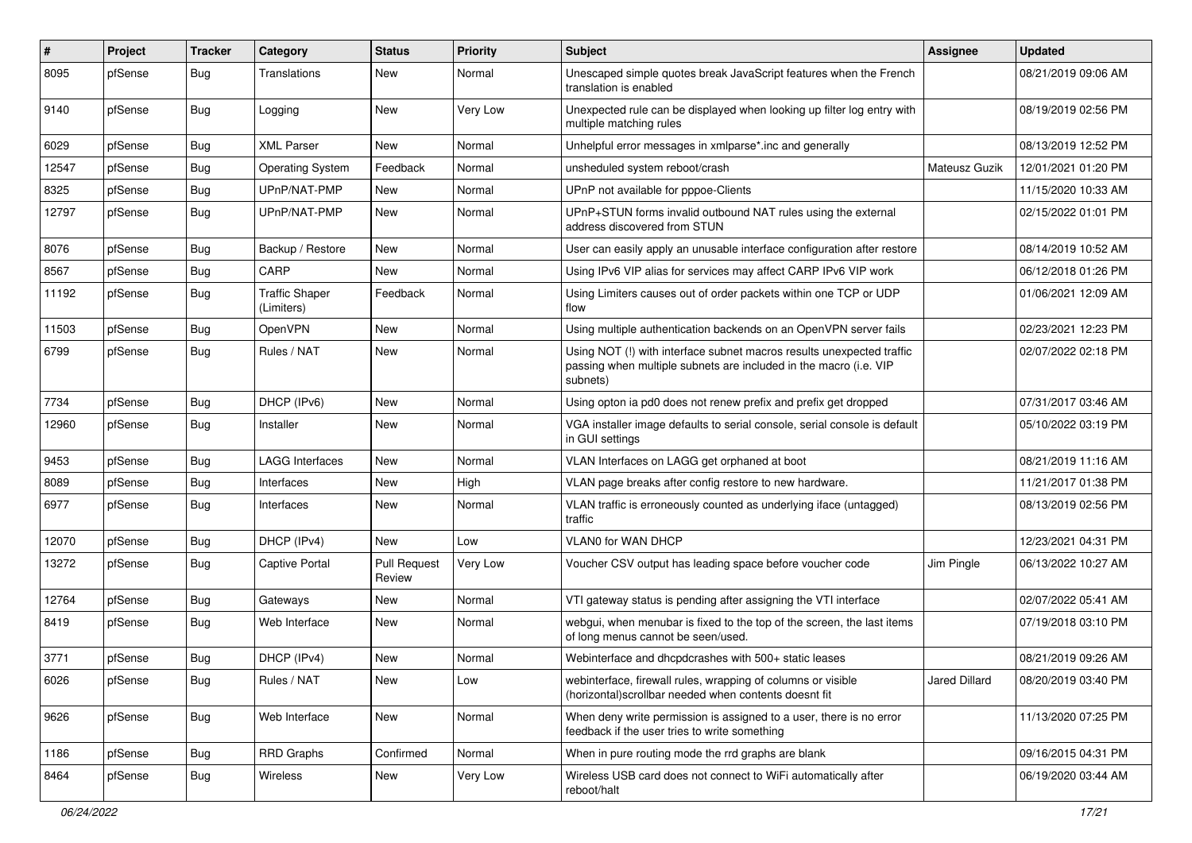| # | Project | Tracker | Category | Status | Priority | Subject | Assignee | Updated |
|---|---|---|---|---|---|---|---|---|
| 8095 | pfSense | Bug | Translations | New | Normal | Unescaped simple quotes break JavaScript features when the French translation is enabled | | 08/21/2019 09:06 AM |
| 9140 | pfSense | Bug | Logging | New | Very Low | Unexpected rule can be displayed when looking up filter log entry with multiple matching rules | | 08/19/2019 02:56 PM |
| 6029 | pfSense | Bug | XML Parser | New | Normal | Unhelpful error messages in xmlparse*.inc and generally | | 08/13/2019 12:52 PM |
| 12547 | pfSense | Bug | Operating System | Feedback | Normal | unsheduled system reboot/crash | Mateusz Guzik | 12/01/2021 01:20 PM |
| 8325 | pfSense | Bug | UPnP/NAT-PMP | New | Normal | UPnP not available for pppoe-Clients | | 11/15/2020 10:33 AM |
| 12797 | pfSense | Bug | UPnP/NAT-PMP | New | Normal | UPnP+STUN forms invalid outbound NAT rules using the external address discovered from STUN | | 02/15/2022 01:01 PM |
| 8076 | pfSense | Bug | Backup / Restore | New | Normal | User can easily apply an unusable interface configuration after restore | | 08/14/2019 10:52 AM |
| 8567 | pfSense | Bug | CARP | New | Normal | Using IPv6 VIP alias for services may affect CARP IPv6 VIP work | | 06/12/2018 01:26 PM |
| 11192 | pfSense | Bug | Traffic Shaper (Limiters) | Feedback | Normal | Using Limiters causes out of order packets within one TCP or UDP flow | | 01/06/2021 12:09 AM |
| 11503 | pfSense | Bug | OpenVPN | New | Normal | Using multiple authentication backends on an OpenVPN server fails | | 02/23/2021 12:23 PM |
| 6799 | pfSense | Bug | Rules / NAT | New | Normal | Using NOT (!) with interface subnet macros results unexpected traffic passing when multiple subnets are included in the macro (i.e. VIP subnets) | | 02/07/2022 02:18 PM |
| 7734 | pfSense | Bug | DHCP (IPv6) | New | Normal | Using opton ia pd0 does not renew prefix and prefix get dropped | | 07/31/2017 03:46 AM |
| 12960 | pfSense | Bug | Installer | New | Normal | VGA installer image defaults to serial console, serial console is default in GUI settings | | 05/10/2022 03:19 PM |
| 9453 | pfSense | Bug | LAGG Interfaces | New | Normal | VLAN Interfaces on LAGG get orphaned at boot | | 08/21/2019 11:16 AM |
| 8089 | pfSense | Bug | Interfaces | New | High | VLAN page breaks after config restore to new hardware. | | 11/21/2017 01:38 PM |
| 6977 | pfSense | Bug | Interfaces | New | Normal | VLAN traffic is erroneously counted as underlying iface (untagged) traffic | | 08/13/2019 02:56 PM |
| 12070 | pfSense | Bug | DHCP (IPv4) | New | Low | VLAN0 for WAN DHCP | | 12/23/2021 04:31 PM |
| 13272 | pfSense | Bug | Captive Portal | Pull Request Review | Very Low | Voucher CSV output has leading space before voucher code | Jim Pingle | 06/13/2022 10:27 AM |
| 12764 | pfSense | Bug | Gateways | New | Normal | VTI gateway status is pending after assigning the VTI interface | | 02/07/2022 05:41 AM |
| 8419 | pfSense | Bug | Web Interface | New | Normal | webgui, when menubar is fixed to the top of the screen, the last items of long menus cannot be seen/used. | | 07/19/2018 03:10 PM |
| 3771 | pfSense | Bug | DHCP (IPv4) | New | Normal | Webinterface and dhcpdcrashes with 500+ static leases | | 08/21/2019 09:26 AM |
| 6026 | pfSense | Bug | Rules / NAT | New | Low | webinterface, firewall rules, wrapping of columns or visible (horizontal)scrollbar needed when contents doesnt fit | Jared Dillard | 08/20/2019 03:40 PM |
| 9626 | pfSense | Bug | Web Interface | New | Normal | When deny write permission is assigned to a user, there is no error feedback if the user tries to write something | | 11/13/2020 07:25 PM |
| 1186 | pfSense | Bug | RRD Graphs | Confirmed | Normal | When in pure routing mode the rrd graphs are blank | | 09/16/2015 04:31 PM |
| 8464 | pfSense | Bug | Wireless | New | Very Low | Wireless USB card does not connect to WiFi automatically after reboot/halt | | 06/19/2020 03:44 AM |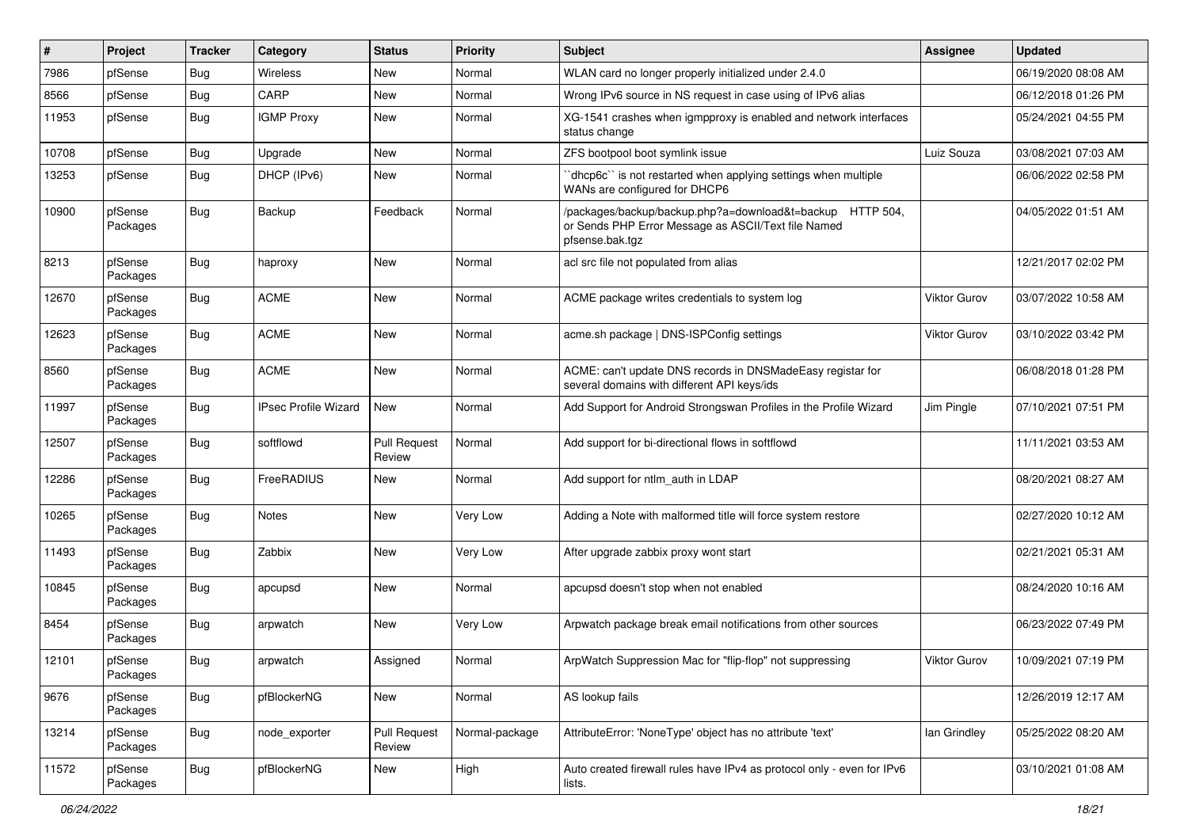| # | Project | Tracker | Category | Status | Priority | Subject | Assignee | Updated |
|---|---|---|---|---|---|---|---|---|
| 7986 | pfSense | Bug | Wireless | New | Normal | WLAN card no longer properly initialized under 2.4.0 | | 06/19/2020 08:08 AM |
| 8566 | pfSense | Bug | CARP | New | Normal | Wrong IPv6 source in NS request in case using of IPv6 alias | | 06/12/2018 01:26 PM |
| 11953 | pfSense | Bug | IGMP Proxy | New | Normal | XG-1541 crashes when igmpproxy is enabled and network interfaces status change | | 05/24/2021 04:55 PM |
| 10708 | pfSense | Bug | Upgrade | New | Normal | ZFS bootpool boot symlink issue | Luiz Souza | 03/08/2021 07:03 AM |
| 13253 | pfSense | Bug | DHCP (IPv6) | New | Normal | ``dhcp6c`` is not restarted when applying settings when multiple WANs are configured for DHCP6 | | 06/06/2022 02:58 PM |
| 10900 | pfSense Packages | Bug | Backup | Feedback | Normal | /packages/backup/backup.php?a=download&t=backup HTTP 504, or Sends PHP Error Message as ASCII/Text file Named pfsense.bak.tgz | | 04/05/2022 01:51 AM |
| 8213 | pfSense Packages | Bug | haproxy | New | Normal | acl src file not populated from alias | | 12/21/2017 02:02 PM |
| 12670 | pfSense Packages | Bug | ACME | New | Normal | ACME package writes credentials to system log | Viktor Gurov | 03/07/2022 10:58 AM |
| 12623 | pfSense Packages | Bug | ACME | New | Normal | acme.sh package \| DNS-ISPConfig settings | Viktor Gurov | 03/10/2022 03:42 PM |
| 8560 | pfSense Packages | Bug | ACME | New | Normal | ACME: can't update DNS records in DNSMadeEasy registar for several domains with different API keys/ids | | 06/08/2018 01:28 PM |
| 11997 | pfSense Packages | Bug | IPsec Profile Wizard | New | Normal | Add Support for Android Strongswan Profiles in the Profile Wizard | Jim Pingle | 07/10/2021 07:51 PM |
| 12507 | pfSense Packages | Bug | softflowd | Pull Request Review | Normal | Add support for bi-directional flows in softflowd | | 11/11/2021 03:53 AM |
| 12286 | pfSense Packages | Bug | FreeRADIUS | New | Normal | Add support for ntlm_auth in LDAP | | 08/20/2021 08:27 AM |
| 10265 | pfSense Packages | Bug | Notes | New | Very Low | Adding a Note with malformed title will force system restore | | 02/27/2020 10:12 AM |
| 11493 | pfSense Packages | Bug | Zabbix | New | Very Low | After upgrade zabbix proxy wont start | | 02/21/2021 05:31 AM |
| 10845 | pfSense Packages | Bug | apcupsd | New | Normal | apcupsd doesn't stop when not enabled | | 08/24/2020 10:16 AM |
| 8454 | pfSense Packages | Bug | arpwatch | New | Very Low | Arpwatch package break email notifications from other sources | | 06/23/2022 07:49 PM |
| 12101 | pfSense Packages | Bug | arpwatch | Assigned | Normal | ArpWatch Suppression Mac for "flip-flop" not suppressing | Viktor Gurov | 10/09/2021 07:19 PM |
| 9676 | pfSense Packages | Bug | pfBlockerNG | New | Normal | AS lookup fails | | 12/26/2019 12:17 AM |
| 13214 | pfSense Packages | Bug | node_exporter | Pull Request Review | Normal-package | AttributeError: 'NoneType' object has no attribute 'text' | Ian Grindley | 05/25/2022 08:20 AM |
| 11572 | pfSense Packages | Bug | pfBlockerNG | New | High | Auto created firewall rules have IPv4 as protocol only - even for IPv6 lists. | | 03/10/2021 01:08 AM |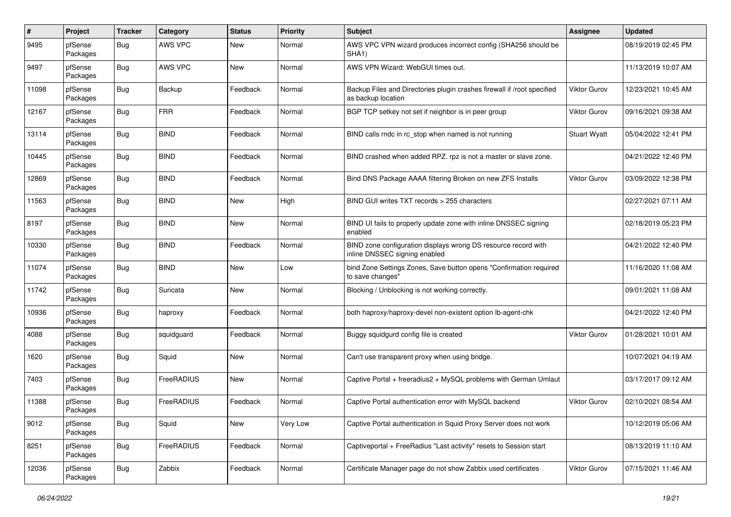| # | Project | Tracker | Category | Status | Priority | Subject | Assignee | Updated |
|---|---|---|---|---|---|---|---|---|
| 9495 | pfSense Packages | Bug | AWS VPC | New | Normal | AWS VPC VPN wizard produces incorrect config (SHA256 should be SHA1) | | 08/19/2019 02:45 PM |
| 9497 | pfSense Packages | Bug | AWS VPC | New | Normal | AWS VPN Wizard: WebGUI times out. | | 11/13/2019 10:07 AM |
| 11098 | pfSense Packages | Bug | Backup | Feedback | Normal | Backup Files and Directories plugin crashes firewall if /root specified as backup location | Viktor Gurov | 12/23/2021 10:45 AM |
| 12167 | pfSense Packages | Bug | FRR | Feedback | Normal | BGP TCP setkey not set if neighbor is in peer group | Viktor Gurov | 09/16/2021 09:38 AM |
| 13114 | pfSense Packages | Bug | BIND | Feedback | Normal | BIND calls rndc in rc_stop when named is not running | Stuart Wyatt | 05/04/2022 12:41 PM |
| 10445 | pfSense Packages | Bug | BIND | Feedback | Normal | BIND crashed when added RPZ. rpz is not a master or slave zone. | | 04/21/2022 12:40 PM |
| 12869 | pfSense Packages | Bug | BIND | Feedback | Normal | Bind DNS Package AAAA filtering Broken on new ZFS Installs | Viktor Gurov | 03/09/2022 12:38 PM |
| 11563 | pfSense Packages | Bug | BIND | New | High | BIND GUI writes TXT records > 255 characters | | 02/27/2021 07:11 AM |
| 8197 | pfSense Packages | Bug | BIND | New | Normal | BIND UI fails to properly update zone with inline DNSSEC signing enabled | | 02/18/2019 05:23 PM |
| 10330 | pfSense Packages | Bug | BIND | Feedback | Normal | BIND zone configuration displays wrong DS resource record with inline DNSSEC signing enabled | | 04/21/2022 12:40 PM |
| 11074 | pfSense Packages | Bug | BIND | New | Low | bind Zone Settings Zones, Save button opens "Confirmation required to save changes" | | 11/16/2020 11:08 AM |
| 11742 | pfSense Packages | Bug | Suricata | New | Normal | Blocking / Unblocking is not working correctly. | | 09/01/2021 11:08 AM |
| 10936 | pfSense Packages | Bug | haproxy | Feedback | Normal | both haproxy/haproxy-devel non-existent option lb-agent-chk | | 04/21/2022 12:40 PM |
| 4088 | pfSense Packages | Bug | squidguard | Feedback | Normal | Buggy squidgurd config file is created | Viktor Gurov | 01/28/2021 10:01 AM |
| 1620 | pfSense Packages | Bug | Squid | New | Normal | Can't use transparent proxy when using bridge. | | 10/07/2021 04:19 AM |
| 7403 | pfSense Packages | Bug | FreeRADIUS | New | Normal | Captive Portal + freeradius2 + MySQL problems with German Umlaut | | 03/17/2017 09:12 AM |
| 11388 | pfSense Packages | Bug | FreeRADIUS | Feedback | Normal | Captive Portal authentication error with MySQL backend | Viktor Gurov | 02/10/2021 08:54 AM |
| 9012 | pfSense Packages | Bug | Squid | New | Very Low | Captive Portal authentication in Squid Proxy Server does not work | | 10/12/2019 05:06 AM |
| 8251 | pfSense Packages | Bug | FreeRADIUS | Feedback | Normal | Captiveportal + FreeRadius "Last activity" resets to Session start | | 08/13/2019 11:10 AM |
| 12036 | pfSense Packages | Bug | Zabbix | Feedback | Normal | Certificate Manager page do not show Zabbix used certificates | Viktor Gurov | 07/15/2021 11:46 AM |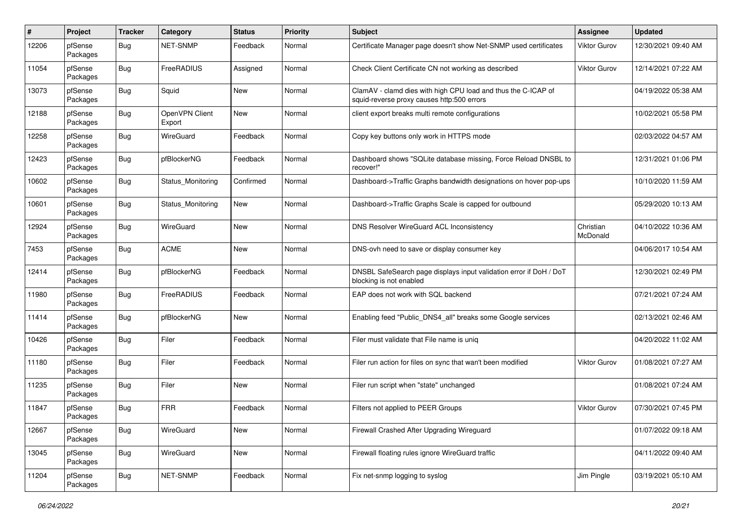| # | Project | Tracker | Category | Status | Priority | Subject | Assignee | Updated |
| --- | --- | --- | --- | --- | --- | --- | --- | --- |
| 12206 | pfSense Packages | Bug | NET-SNMP | Feedback | Normal | Certificate Manager page doesn't show Net-SNMP used certificates | Viktor Gurov | 12/30/2021 09:40 AM |
| 11054 | pfSense Packages | Bug | FreeRADIUS | Assigned | Normal | Check Client Certificate CN not working as described | Viktor Gurov | 12/14/2021 07:22 AM |
| 13073 | pfSense Packages | Bug | Squid | New | Normal | ClamAV - clamd dies with high CPU load and thus the C-ICAP of squid-reverse proxy causes http:500 errors | | 04/19/2022 05:38 AM |
| 12188 | pfSense Packages | Bug | OpenVPN Client Export | New | Normal | client export breaks multi remote configurations | | 10/02/2021 05:58 PM |
| 12258 | pfSense Packages | Bug | WireGuard | Feedback | Normal | Copy key buttons only work in HTTPS mode | | 02/03/2022 04:57 AM |
| 12423 | pfSense Packages | Bug | pfBlockerNG | Feedback | Normal | Dashboard shows "SQLite database missing, Force Reload DNSBL to recover!" | | 12/31/2021 01:06 PM |
| 10602 | pfSense Packages | Bug | Status_Monitoring | Confirmed | Normal | Dashboard->Traffic Graphs bandwidth designations on hover pop-ups | | 10/10/2020 11:59 AM |
| 10601 | pfSense Packages | Bug | Status_Monitoring | New | Normal | Dashboard->Traffic Graphs Scale is capped for outbound | | 05/29/2020 10:13 AM |
| 12924 | pfSense Packages | Bug | WireGuard | New | Normal | DNS Resolver WireGuard ACL Inconsistency | Christian McDonald | 04/10/2022 10:36 AM |
| 7453 | pfSense Packages | Bug | ACME | New | Normal | DNS-ovh need to save or display consumer key | | 04/06/2017 10:54 AM |
| 12414 | pfSense Packages | Bug | pfBlockerNG | Feedback | Normal | DNSBL SafeSearch page displays input validation error if DoH / DoT blocking is not enabled | | 12/30/2021 02:49 PM |
| 11980 | pfSense Packages | Bug | FreeRADIUS | Feedback | Normal | EAP does not work with SQL backend | | 07/21/2021 07:24 AM |
| 11414 | pfSense Packages | Bug | pfBlockerNG | New | Normal | Enabling feed "Public_DNS4_all" breaks some Google services | | 02/13/2021 02:46 AM |
| 10426 | pfSense Packages | Bug | Filer | Feedback | Normal | Filer must validate that File name is uniq | | 04/20/2022 11:02 AM |
| 11180 | pfSense Packages | Bug | Filer | Feedback | Normal | Filer run action for files on sync that wan't been modified | Viktor Gurov | 01/08/2021 07:27 AM |
| 11235 | pfSense Packages | Bug | Filer | New | Normal | Filer run script when "state" unchanged | | 01/08/2021 07:24 AM |
| 11847 | pfSense Packages | Bug | FRR | Feedback | Normal | Filters not applied to PEER Groups | Viktor Gurov | 07/30/2021 07:45 PM |
| 12667 | pfSense Packages | Bug | WireGuard | New | Normal | Firewall Crashed After Upgrading Wireguard | | 01/07/2022 09:18 AM |
| 13045 | pfSense Packages | Bug | WireGuard | New | Normal | Firewall floating rules ignore WireGuard traffic | | 04/11/2022 09:40 AM |
| 11204 | pfSense Packages | Bug | NET-SNMP | Feedback | Normal | Fix net-snmp logging to syslog | Jim Pingle | 03/19/2021 05:10 AM |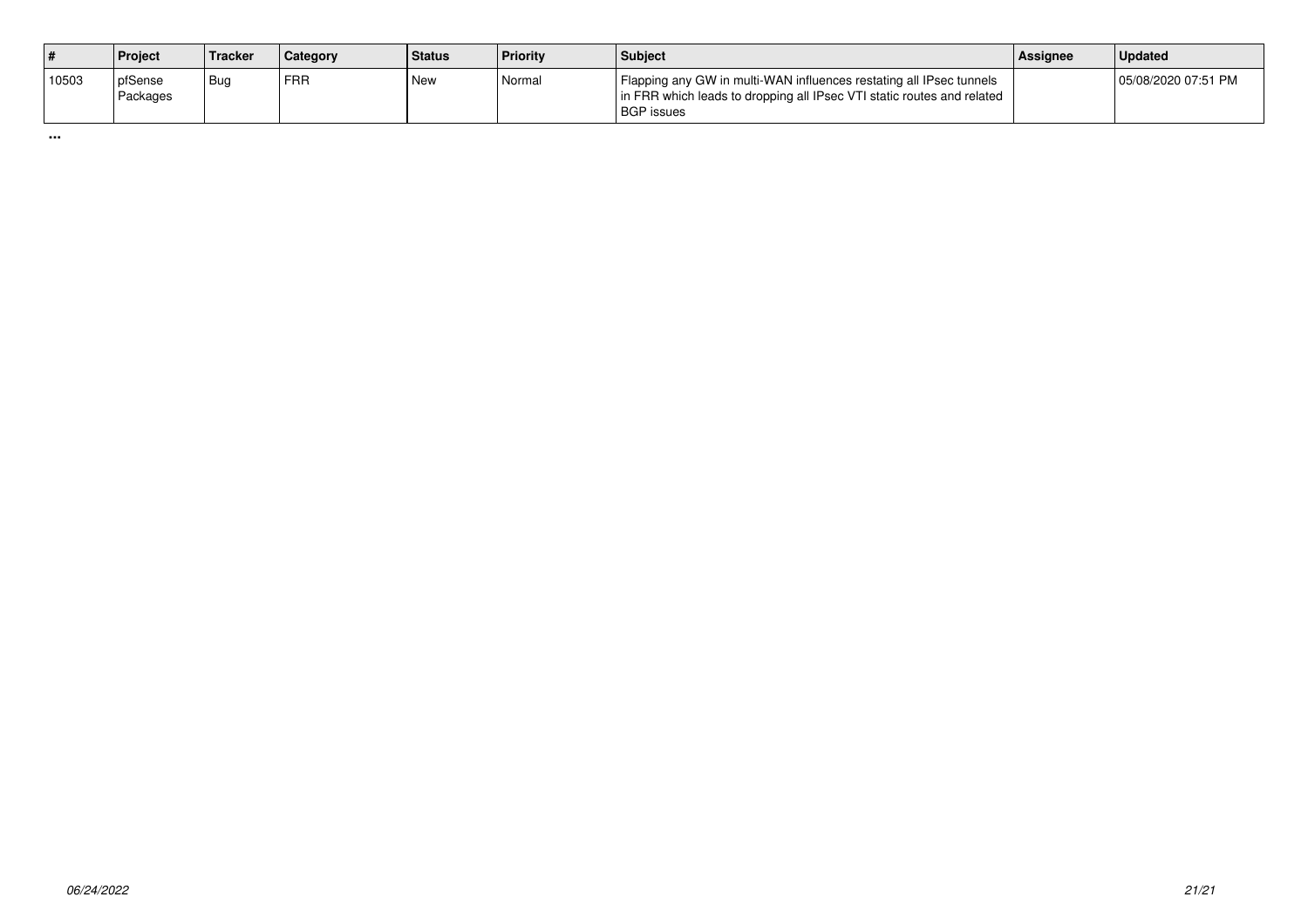| # | Project | Tracker | Category | Status | Priority | Subject | Assignee | Updated |
|---|---|---|---|---|---|---|---|---|
| 10503 | pfSense Packages | Bug | FRR | New | Normal | Flapping any GW in multi-WAN influences restating all IPsec tunnels in FRR which leads to dropping all IPsec VTI static routes and related BGP issues | | 05/08/2020 07:51 PM |

...